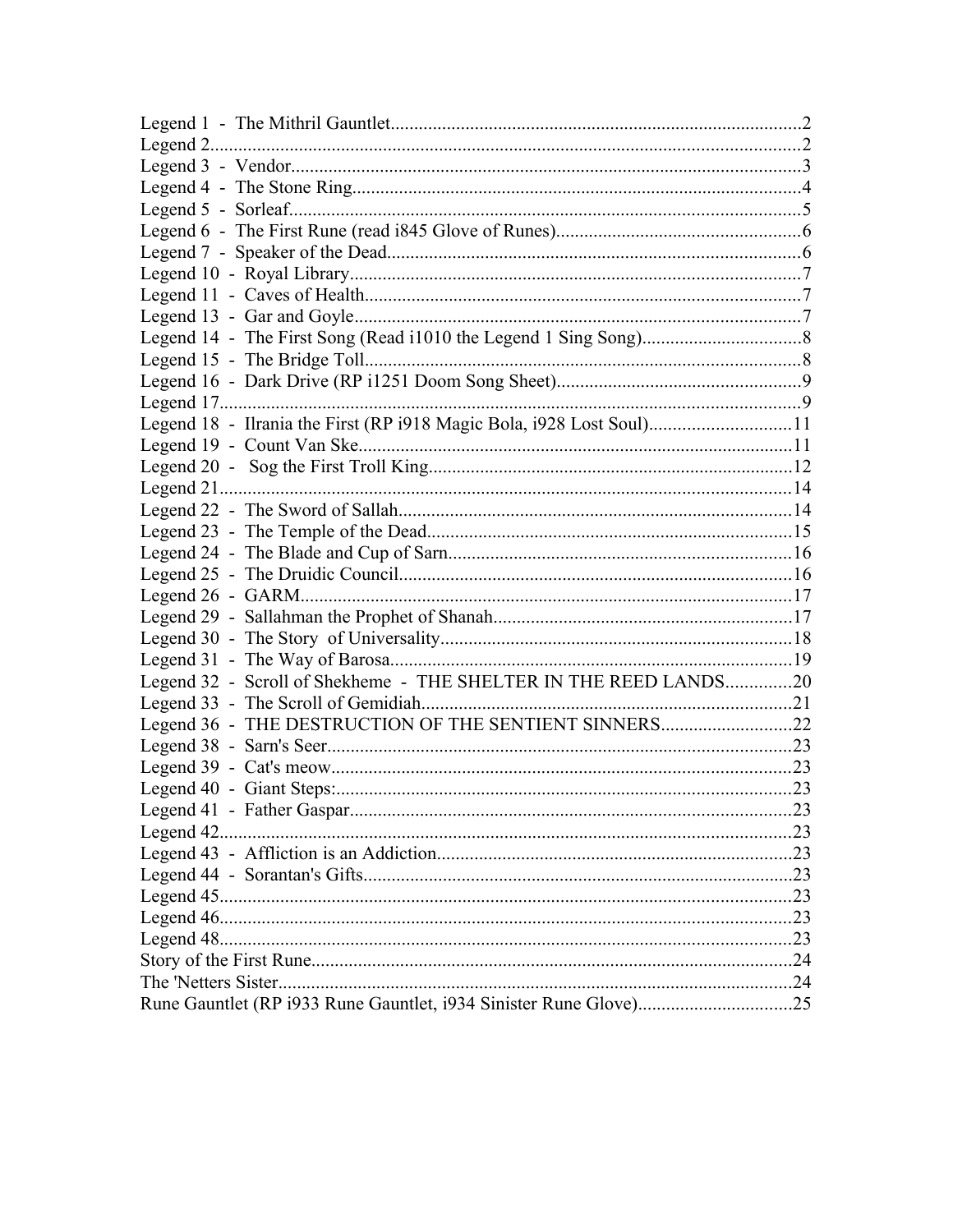Legend 1 - The Mithril Gauntlet.......................................................................................2
Legend 2.............................................................................................................................2
Legend 3 - Vendor............................................................................................................3
Legend 4 - The Stone Ring...............................................................................................4
Legend 5 - Sorleaf............................................................................................................5
Legend 6 - The First Rune (read i845 Glove of Runes)...................................................6
Legend 7 - Speaker of the Dead.......................................................................................6
Legend 10 - Royal Library...............................................................................................7
Legend 11 - Caves of Health............................................................................................7
Legend 13 - Gar and Goyle..............................................................................................7
Legend 14 - The First Song (Read i1010 the Legend 1 Sing Song).................................8
Legend 15 - The Bridge Toll............................................................................................8
Legend 16 - Dark Drive (RP i1251 Doom Song Sheet)...................................................9
Legend 17..........................................................................................................................9
Legend 18 - Ilrania the First (RP i918 Magic Bola, i928 Lost Soul)..............................11
Legend 19 - Count Van Ske............................................................................................11
Legend 20 - Sog the First Troll King.............................................................................12
Legend 21.........................................................................................................................14
Legend 22 - The Sword of Sallah....................................................................................14
Legend 23 - The Temple of the Dead..............................................................................15
Legend 24 - The Blade and Cup of Sarn.........................................................................16
Legend 25 - The Druidic Council....................................................................................16
Legend 26 - GARM.........................................................................................................17
Legend 29 - Sallahman the Prophet of Shanah................................................................17
Legend 30 - The Story of Universality...........................................................................18
Legend 31 - The Way of Barosa......................................................................................19
Legend 32 - Scroll of Shekheme - THE SHELTER IN THE REED LANDS..............20
Legend 33 - The Scroll of Gemidiah...............................................................................21
Legend 36 - THE DESTRUCTION OF THE SENTIENT SINNERS............................22
Legend 38 - Sarn's Seer...................................................................................................23
Legend 39 - Cat's meow..................................................................................................23
Legend 40 - Giant Steps:.................................................................................................23
Legend 41 - Father Gaspar..............................................................................................23
Legend 42.........................................................................................................................23
Legend 43 - Affliction is an Addiction............................................................................23
Legend 44 - Sorantan's Gifts...........................................................................................23
Legend 45.........................................................................................................................23
Legend 46.........................................................................................................................23
Legend 48.........................................................................................................................23
Story of the First Rune......................................................................................................24
The 'Netters Sister.............................................................................................................24
Rune Gauntlet (RP i933 Rune Gauntlet, i934 Sinister Rune Glove)................................25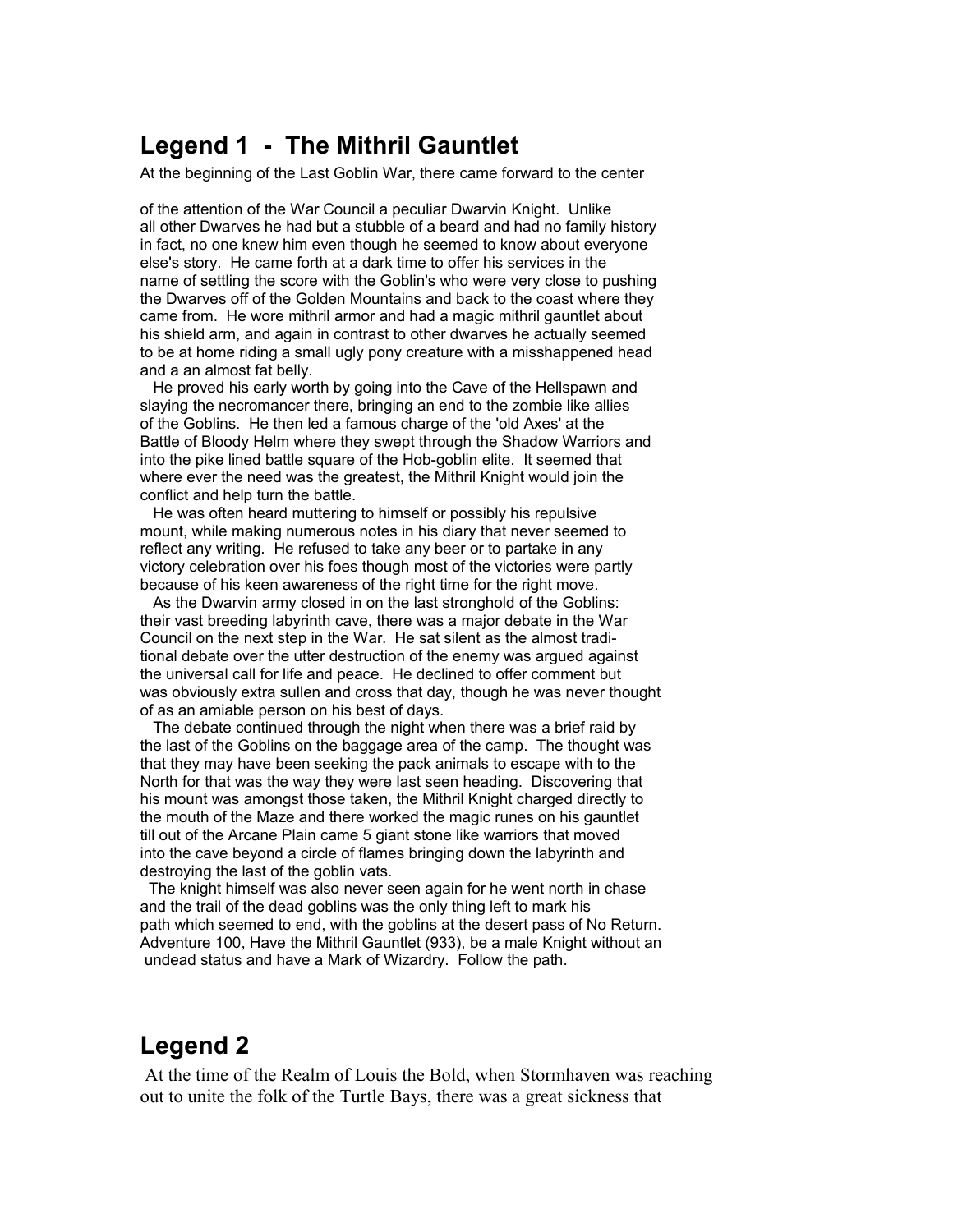## Legend 1 - The Mithril Gauntlet

At the beginning of the Last Goblin War, there came forward to the center

of the attention of the War Council a peculiar Dwarvin Knight. Unlike all other Dwarves he had but a stubble of a beard and had no family history in fact, no one knew him even though he seemed to know about everyone else's story. He came forth at a dark time to offer his services in the name of settling the score with the Goblin's who were very close to pushing the Dwarves off of the Golden Mountains and back to the coast where they came from. He wore mithril armor and had a magic mithril gauntlet about his shield arm, and again in contrast to other dwarves he actually seemed to be at home riding a small ugly pony creature with a misshappened head and a an almost fat belly.

He proved his early worth by going into the Cave of the Hellspawn and slaying the necromancer there, bringing an end to the zombie like allies of the Goblins. He then led a famous charge of the 'old Axes' at the Battle of Bloody Helm where they swept through the Shadow Warriors and into the pike lined battle square of the Hob-goblin elite. It seemed that where ever the need was the greatest, the Mithril Knight would join the conflict and help turn the battle.

He was often heard muttering to himself or possibly his repulsive mount, while making numerous notes in his diary that never seemed to reflect any writing. He refused to take any beer or to partake in any victory celebration over his foes though most of the victories were partly because of his keen awareness of the right time for the right move.

As the Dwarvin army closed in on the last stronghold of the Goblins: their vast breeding labyrinth cave, there was a major debate in the War Council on the next step in the War. He sat silent as the almost traditional debate over the utter destruction of the enemy was argued against the universal call for life and peace. He declined to offer comment but was obviously extra sullen and cross that day, though he was never thought of as an amiable person on his best of days.

The debate continued through the night when there was a brief raid by the last of the Goblins on the baggage area of the camp. The thought was that they may have been seeking the pack animals to escape with to the North for that was the way they were last seen heading. Discovering that his mount was amongst those taken, the Mithril Knight charged directly to the mouth of the Maze and there worked the magic runes on his gauntlet till out of the Arcane Plain came 5 giant stone like warriors that moved into the cave beyond a circle of flames bringing down the labyrinth and destroying the last of the goblin vats.

The knight himself was also never seen again for he went north in chase and the trail of the dead goblins was the only thing left to mark his path which seemed to end, with the goblins at the desert pass of No Return. Adventure 100, Have the Mithril Gauntlet (933), be a male Knight without an undead status and have a Mark of Wizardry. Follow the path.

## Legend 2

At the time of the Realm of Louis the Bold, when Stormhaven was reaching out to unite the folk of the Turtle Bays, there was a great sickness that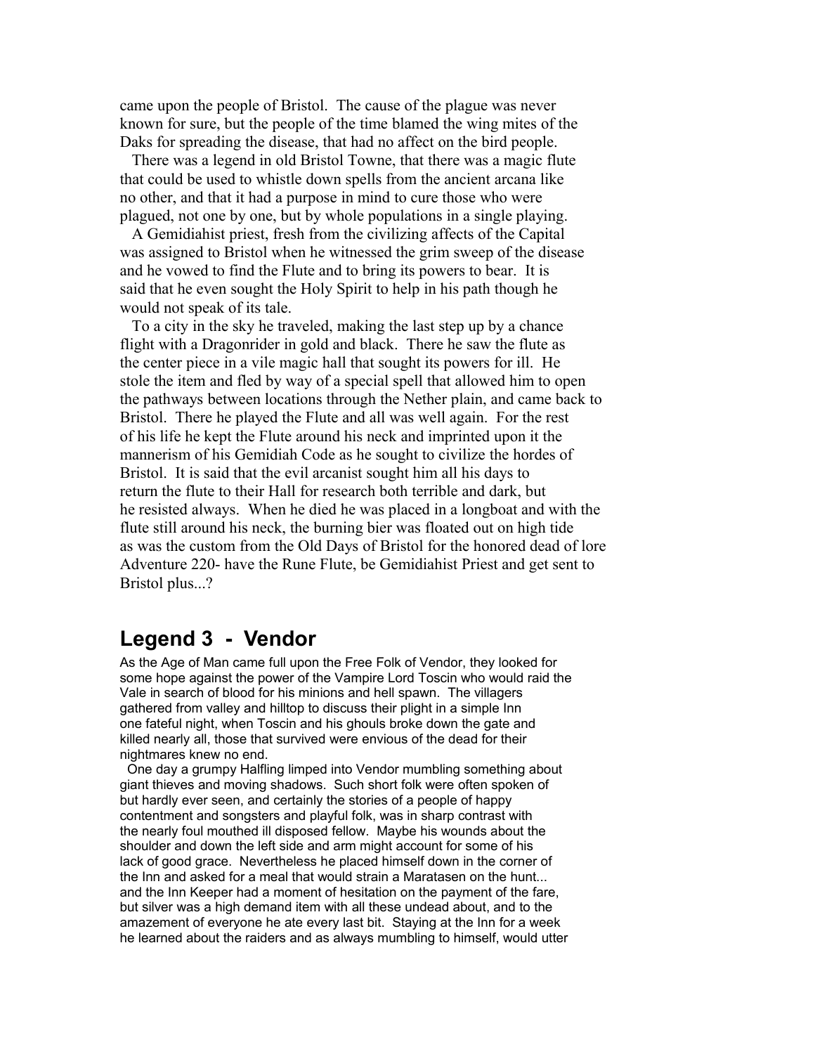came upon the people of Bristol. The cause of the plague was never known for sure, but the people of the time blamed the wing mites of the Daks for spreading the disease, that had no affect on the bird people.

There was a legend in old Bristol Towne, that there was a magic flute that could be used to whistle down spells from the ancient arcana like no other, and that it had a purpose in mind to cure those who were plagued, not one by one, but by whole populations in a single playing.

A Gemidiahist priest, fresh from the civilizing affects of the Capital was assigned to Bristol when he witnessed the grim sweep of the disease and he vowed to find the Flute and to bring its powers to bear. It is said that he even sought the Holy Spirit to help in his path though he would not speak of its tale.

To a city in the sky he traveled, making the last step up by a chance flight with a Dragonrider in gold and black. There he saw the flute as the center piece in a vile magic hall that sought its powers for ill. He stole the item and fled by way of a special spell that allowed him to open the pathways between locations through the Nether plain, and came back to Bristol. There he played the Flute and all was well again. For the rest of his life he kept the Flute around his neck and imprinted upon it the mannerism of his Gemidiah Code as he sought to civilize the hordes of Bristol. It is said that the evil arcanist sought him all his days to return the flute to their Hall for research both terrible and dark, but he resisted always. When he died he was placed in a longboat and with the flute still around his neck, the burning bier was floated out on high tide as was the custom from the Old Days of Bristol for the honored dead of lore
Adventure 220- have the Rune Flute, be Gemidiahist Priest and get sent to Bristol plus...?

## Legend 3 - Vendor

As the Age of Man came full upon the Free Folk of Vendor, they looked for some hope against the power of the Vampire Lord Toscin who would raid the Vale in search of blood for his minions and hell spawn. The villagers gathered from valley and hilltop to discuss their plight in a simple Inn one fateful night, when Toscin and his ghouls broke down the gate and killed nearly all, those that survived were envious of the dead for their nightmares knew no end.

One day a grumpy Halfling limped into Vendor mumbling something about giant thieves and moving shadows. Such short folk were often spoken of but hardly ever seen, and certainly the stories of a people of happy contentment and songsters and playful folk, was in sharp contrast with the nearly foul mouthed ill disposed fellow. Maybe his wounds about the shoulder and down the left side and arm might account for some of his lack of good grace. Nevertheless he placed himself down in the corner of the Inn and asked for a meal that would strain a Maratasen on the hunt... and the Inn Keeper had a moment of hesitation on the payment of the fare, but silver was a high demand item with all these undead about, and to the amazement of everyone he ate every last bit. Staying at the Inn for a week he learned about the raiders and as always mumbling to himself, would utter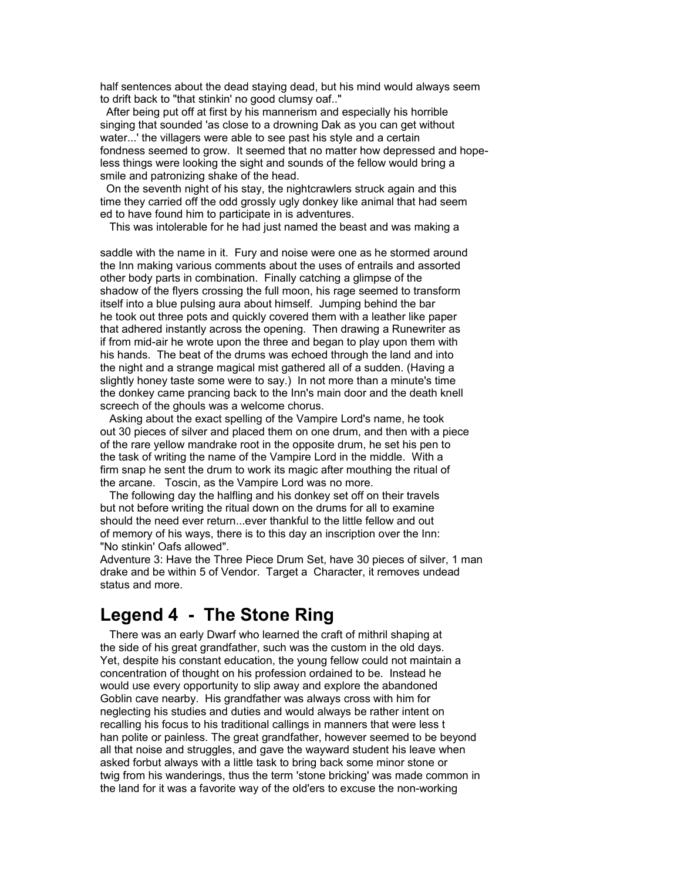half sentences about the dead staying dead, but his mind would always seem to drift back to "that stinkin' no good clumsy oaf.."

After being put off at first by his mannerism and especially his horrible singing that sounded 'as close to a drowning Dak as you can get without water...' the villagers were able to see past his style and a certain fondness seemed to grow. It seemed that no matter how depressed and hopeless things were looking the sight and sounds of the fellow would bring a smile and patronizing shake of the head.

On the seventh night of his stay, the nightcrawlers struck again and this time they carried off the odd grossly ugly donkey like animal that had seemed to have found him to participate in is adventures.

This was intolerable for he had just named the beast and was making a saddle with the name in it. Fury and noise were one as he stormed around the Inn making various comments about the uses of entrails and assorted other body parts in combination. Finally catching a glimpse of the shadow of the flyers crossing the full moon, his rage seemed to transform itself into a blue pulsing aura about himself. Jumping behind the bar he took out three pots and quickly covered them with a leather like paper that adhered instantly across the opening. Then drawing a Runewriter as if from mid-air he wrote upon the three and began to play upon them with his hands. The beat of the drums was echoed through the land and into the night and a strange magical mist gathered all of a sudden. (Having a slightly honey taste some were to say.) In not more than a minute's time the donkey came prancing back to the Inn's main door and the death knell screech of the ghouls was a welcome chorus.

Asking about the exact spelling of the Vampire Lord's name, he took out 30 pieces of silver and placed them on one drum, and then with a piece of the rare yellow mandrake root in the opposite drum, he set his pen to the task of writing the name of the Vampire Lord in the middle. With a firm snap he sent the drum to work its magic after mouthing the ritual of the arcane. Toscin, as the Vampire Lord was no more.

The following day the halfling and his donkey set off on their travels but not before writing the ritual down on the drums for all to examine should the need ever return...ever thankful to the little fellow and out of memory of his ways, there is to this day an inscription over the Inn: "No stinkin' Oafs allowed".

Adventure 3: Have the Three Piece Drum Set, have 30 pieces of silver, 1 man drake and be within 5 of Vendor. Target a Character, it removes undead status and more.

## Legend 4 - The Stone Ring

There was an early Dwarf who learned the craft of mithril shaping at the side of his great grandfather, such was the custom in the old days. Yet, despite his constant education, the young fellow could not maintain a concentration of thought on his profession ordained to be. Instead he would use every opportunity to slip away and explore the abandoned Goblin cave nearby. His grandfather was always cross with him for neglecting his studies and duties and would always be rather intent on recalling his focus to his traditional callings in manners that were less than polite or painless. The great grandfather, however seemed to be beyond all that noise and struggles, and gave the wayward student his leave when asked forbut always with a little task to bring back some minor stone or twig from his wanderings, thus the term 'stone bricking' was made common in the land for it was a favorite way of the old'ers to excuse the non-working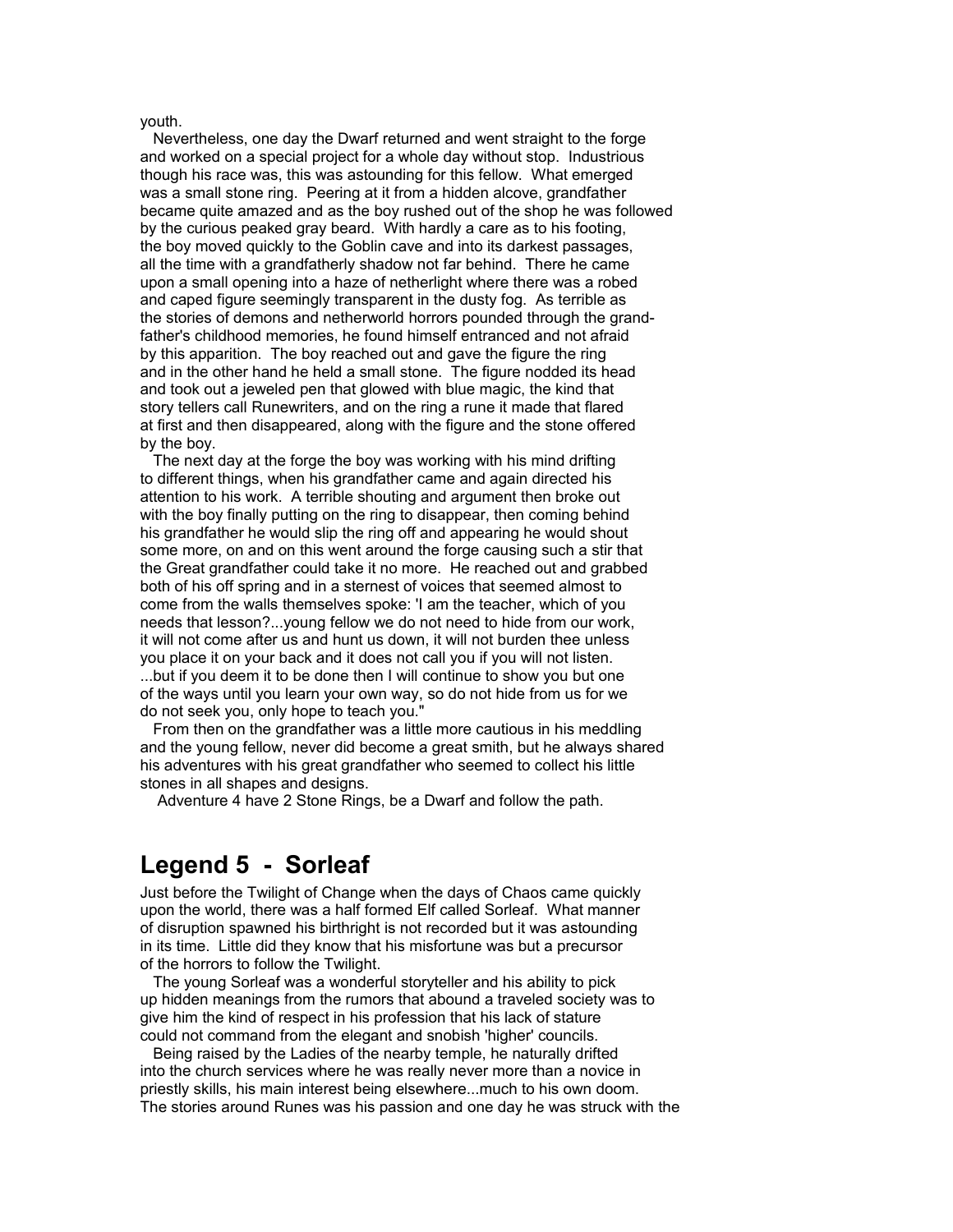youth.

Nevertheless, one day the Dwarf returned and went straight to the forge and worked on a special project for a whole day without stop. Industrious though his race was, this was astounding for this fellow. What emerged was a small stone ring. Peering at it from a hidden alcove, grandfather became quite amazed and as the boy rushed out of the shop he was followed by the curious peaked gray beard. With hardly a care as to his footing, the boy moved quickly to the Goblin cave and into its darkest passages, all the time with a grandfatherly shadow not far behind. There he came upon a small opening into a haze of netherlight where there was a robed and caped figure seemingly transparent in the dusty fog. As terrible as the stories of demons and netherworld horrors pounded through the grandfather's childhood memories, he found himself entranced and not afraid by this apparition. The boy reached out and gave the figure the ring and in the other hand he held a small stone. The figure nodded its head and took out a jeweled pen that glowed with blue magic, the kind that story tellers call Runewriters, and on the ring a rune it made that flared at first and then disappeared, along with the figure and the stone offered by the boy.

The next day at the forge the boy was working with his mind drifting to different things, when his grandfather came and again directed his attention to his work. A terrible shouting and argument then broke out with the boy finally putting on the ring to disappear, then coming behind his grandfather he would slip the ring off and appearing he would shout some more, on and on this went around the forge causing such a stir that the Great grandfather could take it no more. He reached out and grabbed both of his off spring and in a sternest of voices that seemed almost to come from the walls themselves spoke: 'I am the teacher, which of you needs that lesson?...young fellow we do not need to hide from our work, it will not come after us and hunt us down, it will not burden thee unless you place it on your back and it does not call you if you will not listen. ...but if you deem it to be done then I will continue to show you but one of the ways until you learn your own way, so do not hide from us for we do not seek you, only hope to teach you."

From then on the grandfather was a little more cautious in his meddling and the young fellow, never did become a great smith, but he always shared his adventures with his great grandfather who seemed to collect his little stones in all shapes and designs.

Adventure 4 have 2 Stone Rings, be a Dwarf and follow the path.

## Legend 5 - Sorleaf

Just before the Twilight of Change when the days of Chaos came quickly upon the world, there was a half formed Elf called Sorleaf. What manner of disruption spawned his birthright is not recorded but it was astounding in its time. Little did they know that his misfortune was but a precursor of the horrors to follow the Twilight.

The young Sorleaf was a wonderful storyteller and his ability to pick up hidden meanings from the rumors that abound a traveled society was to give him the kind of respect in his profession that his lack of stature could not command from the elegant and snobish 'higher' councils.

Being raised by the Ladies of the nearby temple, he naturally drifted into the church services where he was really never more than a novice in priestly skills, his main interest being elsewhere...much to his own doom. The stories around Runes was his passion and one day he was struck with the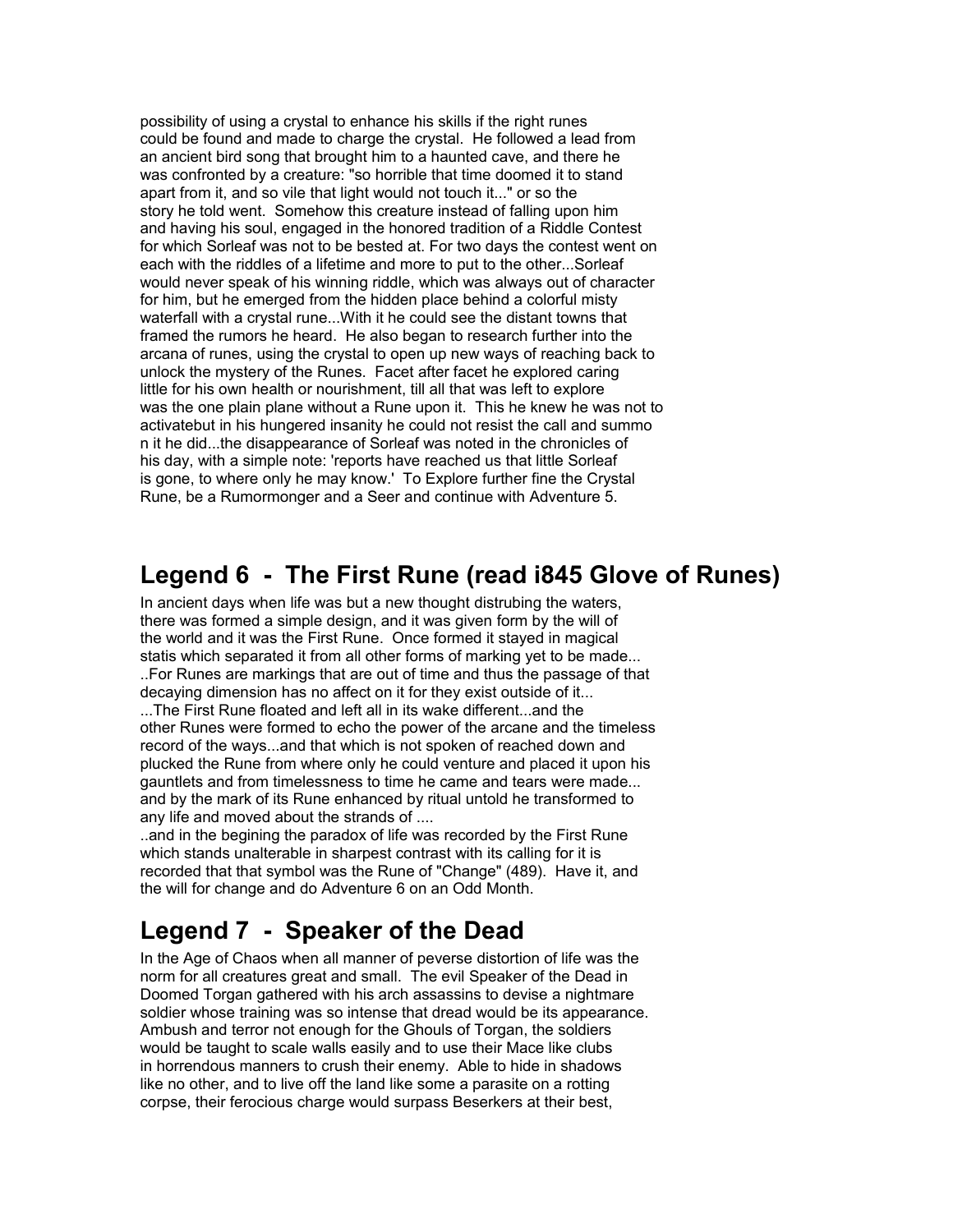possibility of using a crystal to enhance his skills if the right runes could be found and made to charge the crystal. He followed a lead from an ancient bird song that brought him to a haunted cave, and there he was confronted by a creature: "so horrible that time doomed it to stand apart from it, and so vile that light would not touch it..." or so the story he told went. Somehow this creature instead of falling upon him and having his soul, engaged in the honored tradition of a Riddle Contest for which Sorleaf was not to be bested at. For two days the contest went on each with the riddles of a lifetime and more to put to the other...Sorleaf would never speak of his winning riddle, which was always out of character for him, but he emerged from the hidden place behind a colorful misty waterfall with a crystal rune...With it he could see the distant towns that framed the rumors he heard. He also began to research further into the arcana of runes, using the crystal to open up new ways of reaching back to unlock the mystery of the Runes. Facet after facet he explored caring little for his own health or nourishment, till all that was left to explore was the one plain plane without a Rune upon it. This he knew he was not to activatebut in his hungered insanity he could not resist the call and summo n it he did...the disappearance of Sorleaf was noted in the chronicles of his day, with a simple note: 'reports have reached us that little Sorleaf is gone, to where only he may know.' To Explore further fine the Crystal Rune, be a Rumormonger and a Seer and continue with Adventure 5.

## Legend 6 - The First Rune (read i845 Glove of Runes)

In ancient days when life was but a new thought distrubing the waters, there was formed a simple design, and it was given form by the will of the world and it was the First Rune. Once formed it stayed in magical statis which separated it from all other forms of marking yet to be made... ..For Runes are markings that are out of time and thus the passage of that decaying dimension has no affect on it for they exist outside of it... ...The First Rune floated and left all in its wake different...and the other Runes were formed to echo the power of the arcane and the timeless record of the ways...and that which is not spoken of reached down and plucked the Rune from where only he could venture and placed it upon his gauntlets and from timelessness to time he came and tears were made... and by the mark of its Rune enhanced by ritual untold he transformed to any life and moved about the strands of ....
..and in the begining the paradox of life was recorded by the First Rune which stands unalterable in sharpest contrast with its calling for it is recorded that that symbol was the Rune of "Change" (489). Have it, and the will for change and do Adventure 6 on an Odd Month.

## Legend 7 - Speaker of the Dead

In the Age of Chaos when all manner of peverse distortion of life was the norm for all creatures great and small. The evil Speaker of the Dead in Doomed Torgan gathered with his arch assassins to devise a nightmare soldier whose training was so intense that dread would be its appearance. Ambush and terror not enough for the Ghouls of Torgan, the soldiers would be taught to scale walls easily and to use their Mace like clubs in horrendous manners to crush their enemy. Able to hide in shadows like no other, and to live off the land like some a parasite on a rotting corpse, their ferocious charge would surpass Beserkers at their best,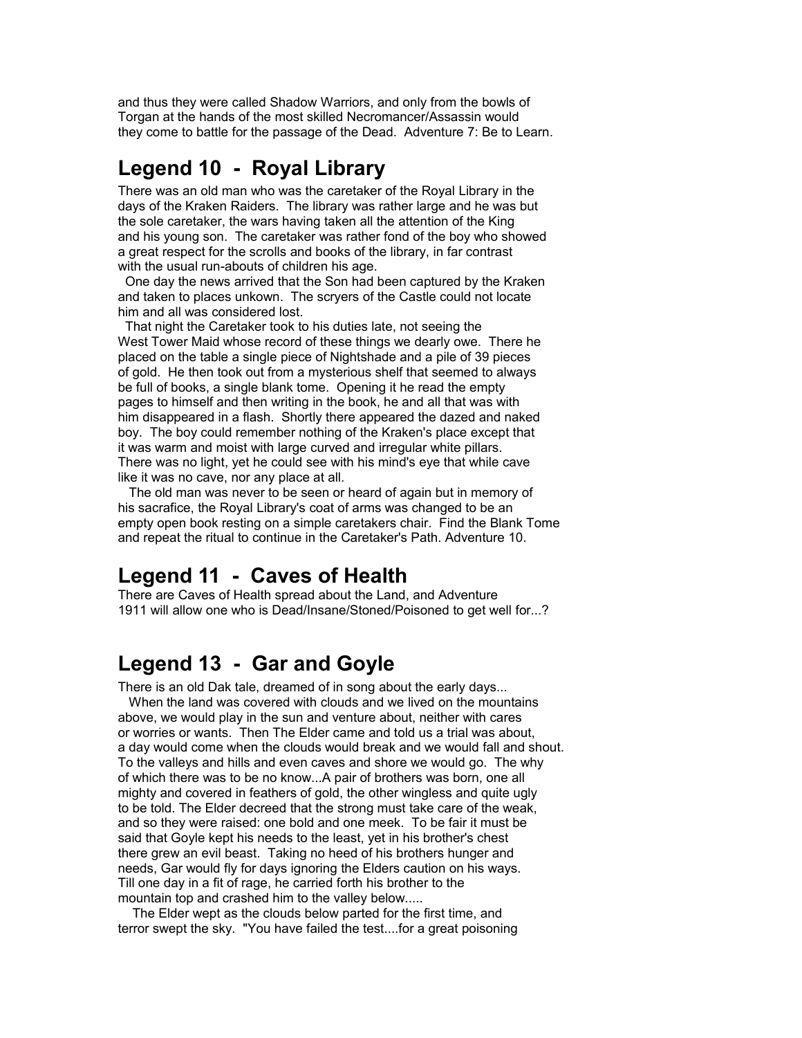and thus they were called Shadow Warriors, and only from the bowls of Torgan at the hands of the most skilled Necromancer/Assassin would they come to battle for the passage of the Dead. Adventure 7: Be to Learn.

## Legend 10 - Royal Library

There was an old man who was the caretaker of the Royal Library in the days of the Kraken Raiders. The library was rather large and he was but the sole caretaker, the wars having taken all the attention of the King and his young son. The caretaker was rather fond of the boy who showed a great respect for the scrolls and books of the library, in far contrast with the usual run-abouts of children his age.

One day the news arrived that the Son had been captured by the Kraken and taken to places unkown. The scryers of the Castle could not locate him and all was considered lost.

That night the Caretaker took to his duties late, not seeing the West Tower Maid whose record of these things we dearly owe. There he placed on the table a single piece of Nightshade and a pile of 39 pieces of gold. He then took out from a mysterious shelf that seemed to always be full of books, a single blank tome. Opening it he read the empty pages to himself and then writing in the book, he and all that was with him disappeared in a flash. Shortly there appeared the dazed and naked boy. The boy could remember nothing of the Kraken's place except that it was warm and moist with large curved and irregular white pillars. There was no light, yet he could see with his mind's eye that while cave like it was no cave, nor any place at all.

The old man was never to be seen or heard of again but in memory of his sacrafice, the Royal Library's coat of arms was changed to be an empty open book resting on a simple caretakers chair. Find the Blank Tome and repeat the ritual to continue in the Caretaker's Path. Adventure 10.

## Legend 11 - Caves of Health

There are Caves of Health spread about the Land, and Adventure 1911 will allow one who is Dead/Insane/Stoned/Poisoned to get well for...?

## Legend 13 - Gar and Goyle

There is an old Dak tale, dreamed of in song about the early days...

When the land was covered with clouds and we lived on the mountains above, we would play in the sun and venture about, neither with cares or worries or wants. Then The Elder came and told us a trial was about, a day would come when the clouds would break and we would fall and shout. To the valleys and hills and even caves and shore we would go. The why of which there was to be no know...A pair of brothers was born, one all mighty and covered in feathers of gold, the other wingless and quite ugly to be told. The Elder decreed that the strong must take care of the weak, and so they were raised: one bold and one meek. To be fair it must be said that Goyle kept his needs to the least, yet in his brother's chest there grew an evil beast. Taking no heed of his brothers hunger and needs, Gar would fly for days ignoring the Elders caution on his ways. Till one day in a fit of rage, he carried forth his brother to the mountain top and crashed him to the valley below.....

The Elder wept as the clouds below parted for the first time, and terror swept the sky. "You have failed the test....for a great poisoning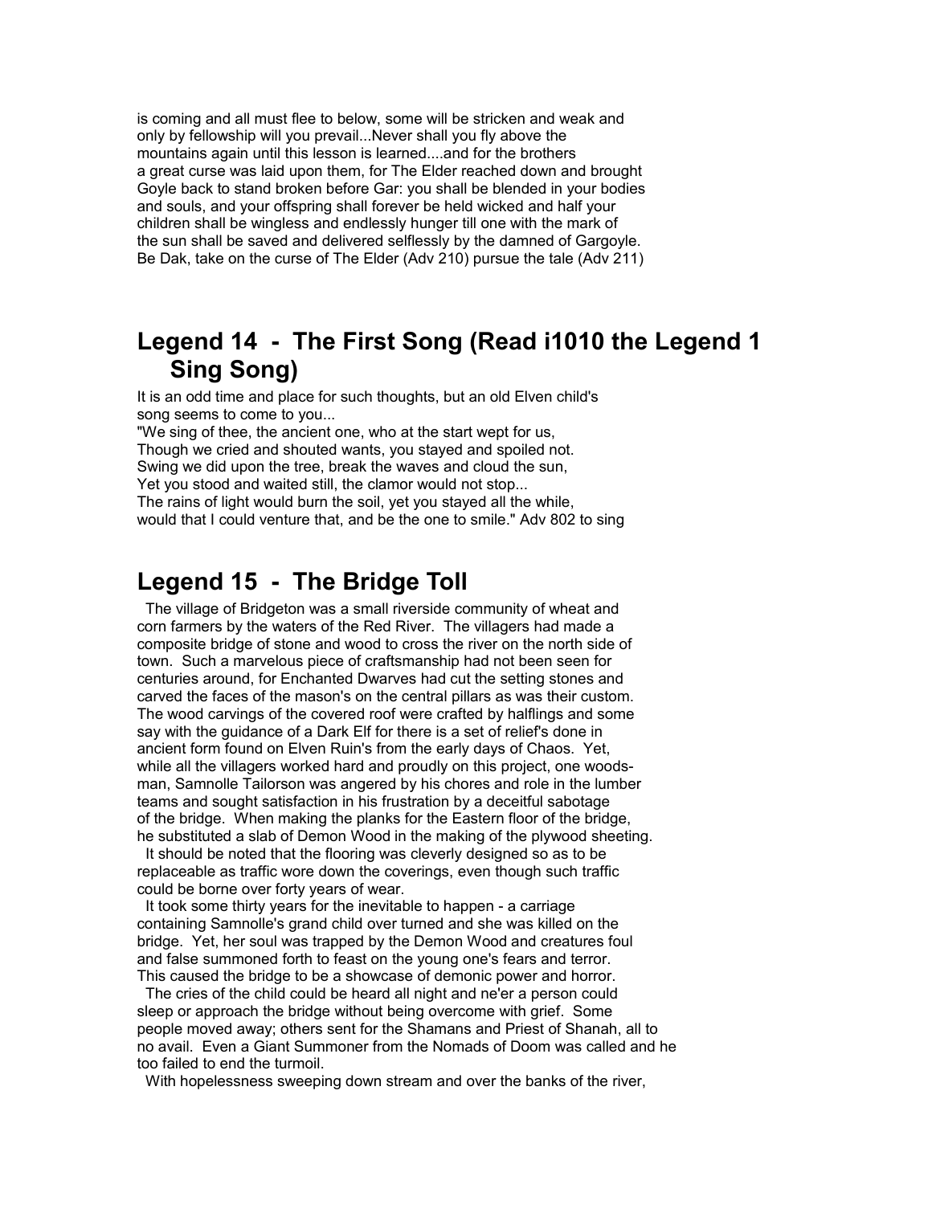is coming and all must flee to below, some will be stricken and weak and only by fellowship will you prevail...Never shall you fly above the mountains again until this lesson is learned....and for the brothers a great curse was laid upon them, for The Elder reached down and brought Goyle back to stand broken before Gar: you shall be blended in your bodies and souls, and your offspring shall forever be held wicked and half your children shall be wingless and endlessly hunger till one with the mark of the sun shall be saved and delivered selflessly by the damned of Gargoyle. Be Dak, take on the curse of The Elder (Adv 210) pursue the tale (Adv 211)

## Legend 14 - The First Song (Read i1010 the Legend 1 Sing Song)

It is an odd time and place for such thoughts, but an old Elven child's song seems to come to you...

"We sing of thee, the ancient one, who at the start wept for us,
Though we cried and shouted wants, you stayed and spoiled not.
Swing we did upon the tree, break the waves and cloud the sun,
Yet you stood and waited still, the clamor would not stop...
The rains of light would burn the soil, yet you stayed all the while,
would that I could venture that, and be the one to smile." Adv 802 to sing

## Legend 15 - The Bridge Toll

The village of Bridgeton was a small riverside community of wheat and corn farmers by the waters of the Red River. The villagers had made a composite bridge of stone and wood to cross the river on the north side of town. Such a marvelous piece of craftsmanship had not been seen for centuries around, for Enchanted Dwarves had cut the setting stones and carved the faces of the mason's on the central pillars as was their custom. The wood carvings of the covered roof were crafted by halflings and some say with the guidance of a Dark Elf for there is a set of relief's done in ancient form found on Elven Ruin's from the early days of Chaos. Yet, while all the villagers worked hard and proudly on this project, one woodsman, Samnolle Tailorson was angered by his chores and role in the lumber teams and sought satisfaction in his frustration by a deceitful sabotage of the bridge. When making the planks for the Eastern floor of the bridge, he substituted a slab of Demon Wood in the making of the plywood sheeting.

It should be noted that the flooring was cleverly designed so as to be replaceable as traffic wore down the coverings, even though such traffic could be borne over forty years of wear.

It took some thirty years for the inevitable to happen - a carriage containing Samnolle's grand child over turned and she was killed on the bridge. Yet, her soul was trapped by the Demon Wood and creatures foul and false summoned forth to feast on the young one's fears and terror. This caused the bridge to be a showcase of demonic power and horror.

The cries of the child could be heard all night and ne'er a person could sleep or approach the bridge without being overcome with grief. Some people moved away; others sent for the Shamans and Priest of Shanah, all to no avail. Even a Giant Summoner from the Nomads of Doom was called and he too failed to end the turmoil.

With hopelessness sweeping down stream and over the banks of the river,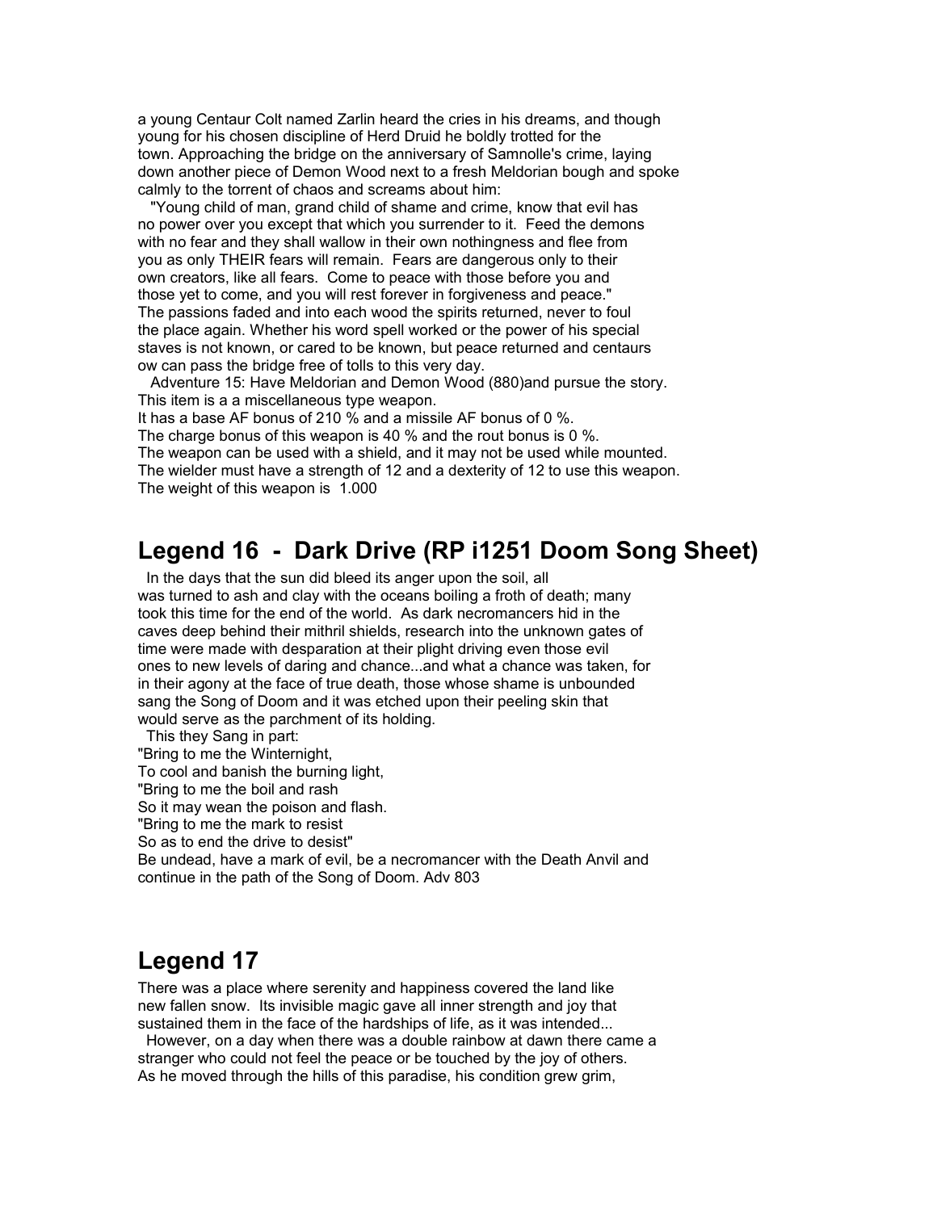a young Centaur Colt named Zarlin heard the cries in his dreams, and though young for his chosen discipline of Herd Druid he boldly trotted for the town. Approaching the bridge on the anniversary of Samnolle's crime, laying down another piece of Demon Wood next to a fresh Meldorian bough and spoke calmly to the torrent of chaos and screams about him:

"Young child of man, grand child of shame and crime, know that evil has no power over you except that which you surrender to it. Feed the demons with no fear and they shall wallow in their own nothingness and flee from you as only THEIR fears will remain. Fears are dangerous only to their own creators, like all fears. Come to peace with those before you and those yet to come, and you will rest forever in forgiveness and peace." The passions faded and into each wood the spirits returned, never to foul the place again. Whether his word spell worked or the power of his special staves is not known, or cared to be known, but peace returned and centaurs ow can pass the bridge free of tolls to this very day.

Adventure 15: Have Meldorian and Demon Wood (880)and pursue the story.
This item is a a miscellaneous type weapon.
It has a base AF bonus of 210 % and a missile AF bonus of 0 %.
The charge bonus of this weapon is 40 % and the rout bonus is 0 %.
The weapon can be used with a shield, and it may not be used while mounted.
The wielder must have a strength of 12 and a dexterity of 12 to use this weapon.
The weight of this weapon is 1.000

## Legend 16 - Dark Drive (RP i1251 Doom Song Sheet)

In the days that the sun did bleed its anger upon the soil, all was turned to ash and clay with the oceans boiling a froth of death; many took this time for the end of the world. As dark necromancers hid in the caves deep behind their mithril shields, research into the unknown gates of time were made with desparation at their plight driving even those evil ones to new levels of daring and chance...and what a chance was taken, for in their agony at the face of true death, those whose shame is unbounded sang the Song of Doom and it was etched upon their peeling skin that would serve as the parchment of its holding.

This they Sang in part:
"Bring to me the Winternight,
To cool and banish the burning light,
"Bring to me the boil and rash
So it may wean the poison and flash.
"Bring to me the mark to resist
So as to end the drive to desist"
Be undead, have a mark of evil, be a necromancer with the Death Anvil and continue in the path of the Song of Doom. Adv 803

## Legend 17

There was a place where serenity and happiness covered the land like new fallen snow. Its invisible magic gave all inner strength and joy that sustained them in the face of the hardships of life, as it was intended...

However, on a day when there was a double rainbow at dawn there came a stranger who could not feel the peace or be touched by the joy of others. As he moved through the hills of this paradise, his condition grew grim,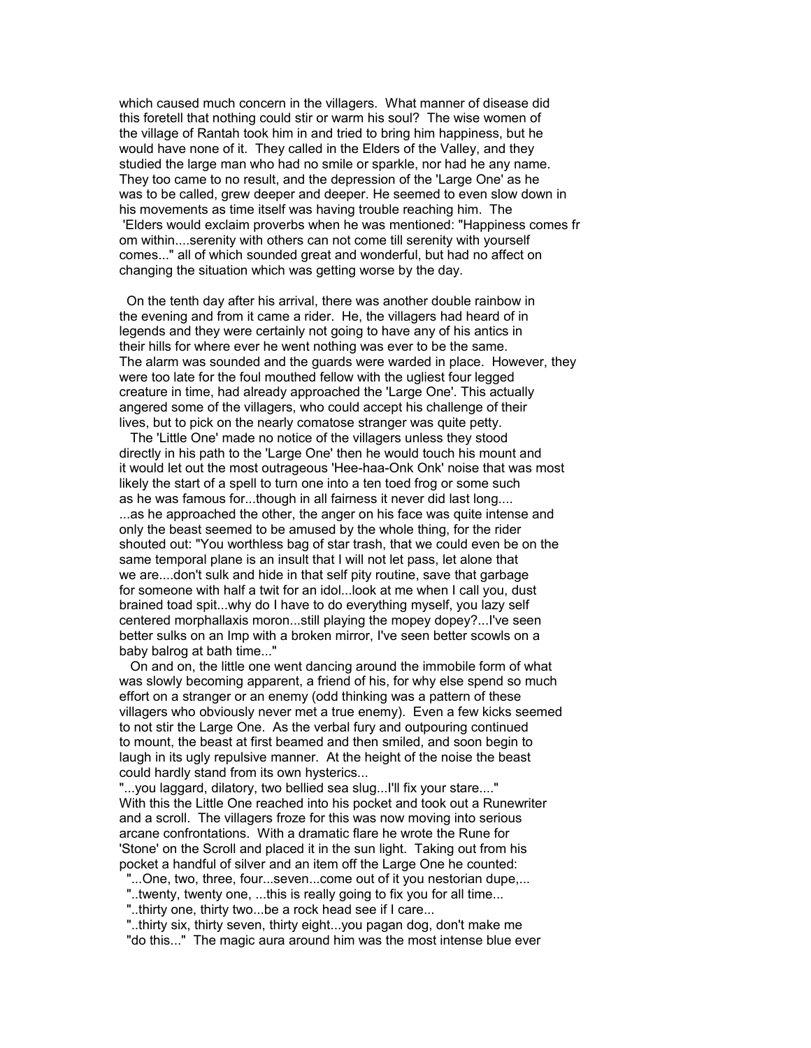which caused much concern in the villagers. What manner of disease did this foretell that nothing could stir or warm his soul? The wise women of the village of Rantah took him in and tried to bring him happiness, but he would have none of it. They called in the Elders of the Valley, and they studied the large man who had no smile or sparkle, nor had he any name. They too came to no result, and the depression of the 'Large One' as he was to be called, grew deeper and deeper. He seemed to even slow down in his movements as time itself was having trouble reaching him. The 'Elders would exclaim proverbs when he was mentioned: "Happiness comes from within....serenity with others can not come till serenity with yourself comes..." all of which sounded great and wonderful, but had no affect on changing the situation which was getting worse by the day.

On the tenth day after his arrival, there was another double rainbow in the evening and from it came a rider. He, the villagers had heard of in legends and they were certainly not going to have any of his antics in their hills for where ever he went nothing was ever to be the same. The alarm was sounded and the guards were warded in place. However, they were too late for the foul mouthed fellow with the ugliest four legged creature in time, had already approached the 'Large One'. This actually angered some of the villagers, who could accept his challenge of their lives, but to pick on the nearly comatose stranger was quite petty.

The 'Little One' made no notice of the villagers unless they stood directly in his path to the 'Large One' then he would touch his mount and it would let out the most outrageous 'Hee-haa-Onk Onk' noise that was most likely the start of a spell to turn one into a ten toed frog or some such as he was famous for...though in all fairness it never did last long.... ...as he approached the other, the anger on his face was quite intense and only the beast seemed to be amused by the whole thing, for the rider shouted out: "You worthless bag of star trash, that we could even be on the same temporal plane is an insult that I will not let pass, let alone that we are....don't sulk and hide in that self pity routine, save that garbage for someone with half a twit for an idol...look at me when I call you, dust brained toad spit...why do I have to do everything myself, you lazy self centered morphallaxis moron...still playing the mopey dopey?...I've seen better sulks on an Imp with a broken mirror, I've seen better scowls on a baby balrog at bath time..."

On and on, the little one went dancing around the immobile form of what was slowly becoming apparent, a friend of his, for why else spend so much effort on a stranger or an enemy (odd thinking was a pattern of these villagers who obviously never met a true enemy). Even a few kicks seemed to not stir the Large One. As the verbal fury and outpouring continued to mount, the beast at first beamed and then smiled, and soon begin to laugh in its ugly repulsive manner. At the height of the noise the beast could hardly stand from its own hysterics...

"...you laggard, dilatory, two bellied sea slug...I'll fix your stare...." With this the Little One reached into his pocket and took out a Runewriter and a scroll. The villagers froze for this was now moving into serious arcane confrontations. With a dramatic flare he wrote the Rune for 'Stone' on the Scroll and placed it in the sun light. Taking out from his pocket a handful of silver and an item off the Large One he counted:

"...One, two, three, four...seven...come out of it you nestorian dupe,...

"..twenty, twenty one, ...this is really going to fix you for all time...

"..thirty one, thirty two...be a rock head see if I care...

"..thirty six, thirty seven, thirty eight...you pagan dog, don't make me "do this..." The magic aura around him was the most intense blue ever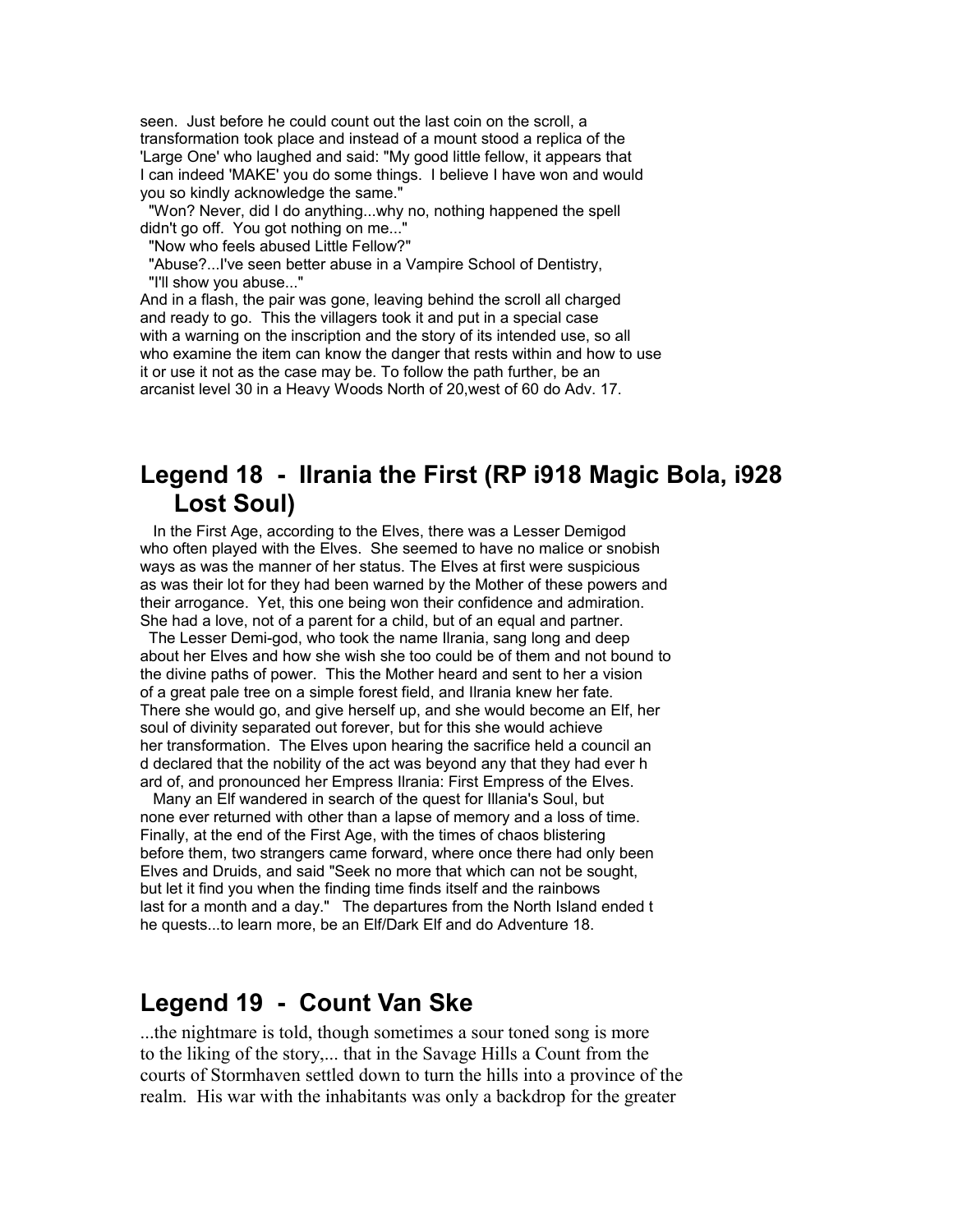seen. Just before he could count out the last coin on the scroll, a transformation took place and instead of a mount stood a replica of the 'Large One' who laughed and said: "My good little fellow, it appears that I can indeed 'MAKE' you do some things. I believe I have won and would you so kindly acknowledge the same."

"Won? Never, did I do anything...why no, nothing happened the spell didn't go off. You got nothing on me..."

"Now who feels abused Little Fellow?"

"Abuse?...I've seen better abuse in a Vampire School of Dentistry,

"I'll show you abuse..."

And in a flash, the pair was gone, leaving behind the scroll all charged and ready to go. This the villagers took it and put in a special case with a warning on the inscription and the story of its intended use, so all who examine the item can know the danger that rests within and how to use it or use it not as the case may be. To follow the path further, be an arcanist level 30 in a Heavy Woods North of 20,west of 60 do Adv. 17.

## Legend 18 - Ilrania the First (RP i918 Magic Bola, i928 Lost Soul)

In the First Age, according to the Elves, there was a Lesser Demigod who often played with the Elves. She seemed to have no malice or snobish ways as was the manner of her status. The Elves at first were suspicious as was their lot for they had been warned by the Mother of these powers and their arrogance. Yet, this one being won their confidence and admiration. She had a love, not of a parent for a child, but of an equal and partner.

The Lesser Demi-god, who took the name Ilrania, sang long and deep about her Elves and how she wish she too could be of them and not bound to the divine paths of power. This the Mother heard and sent to her a vision of a great pale tree on a simple forest field, and Ilrania knew her fate. There she would go, and give herself up, and she would become an Elf, her soul of divinity separated out forever, but for this she would achieve her transformation. The Elves upon hearing the sacrifice held a council an d declared that the nobility of the act was beyond any that they had ever h ard of, and pronounced her Empress Ilrania: First Empress of the Elves.

Many an Elf wandered in search of the quest for Illania's Soul, but none ever returned with other than a lapse of memory and a loss of time. Finally, at the end of the First Age, with the times of chaos blistering before them, two strangers came forward, where once there had only been Elves and Druids, and said "Seek no more that which can not be sought, but let it find you when the finding time finds itself and the rainbows last for a month and a day." The departures from the North Island ended t he quests...to learn more, be an Elf/Dark Elf and do Adventure 18.

## Legend 19 - Count Van Ske

...the nightmare is told, though sometimes a sour toned song is more to the liking of the story,... that in the Savage Hills a Count from the courts of Stormhaven settled down to turn the hills into a province of the realm. His war with the inhabitants was only a backdrop for the greater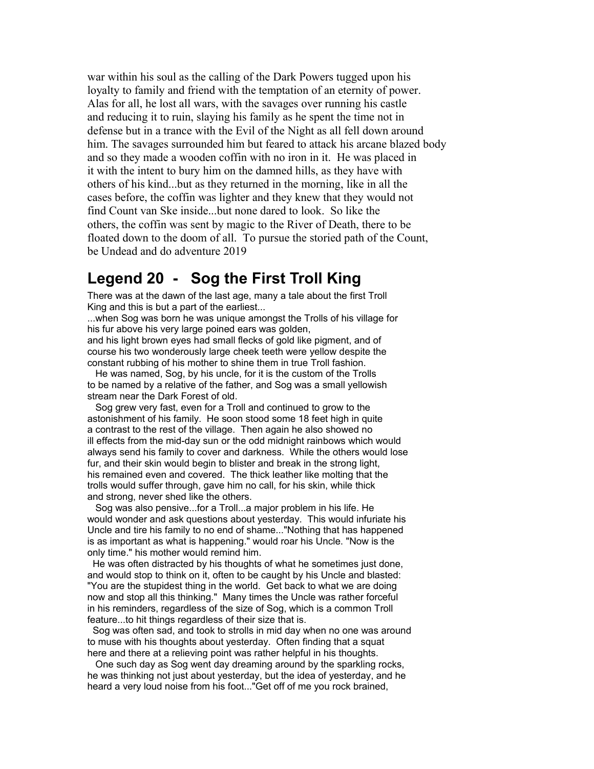war within his soul as the calling of the Dark Powers tugged upon his loyalty to family and friend with the temptation of an eternity of power. Alas for all, he lost all wars, with the savages over running his castle and reducing it to ruin, slaying his family as he spent the time not in defense but in a trance with the Evil of the Night as all fell down around him. The savages surrounded him but feared to attack his arcane blazed body and so they made a wooden coffin with no iron in it. He was placed in it with the intent to bury him on the damned hills, as they have with others of his kind...but as they returned in the morning, like in all the cases before, the coffin was lighter and they knew that they would not find Count van Ske inside...but none dared to look. So like the others, the coffin was sent by magic to the River of Death, there to be floated down to the doom of all. To pursue the storied path of the Count, be Undead and do adventure 2019

## Legend 20 - Sog the First Troll King

There was at the dawn of the last age, many a tale about the first Troll King and this is but a part of the earliest...

...when Sog was born he was unique amongst the Trolls of his village for his fur above his very large poined ears was golden, and his light brown eyes had small flecks of gold like pigment, and of course his two wonderously large cheek teeth were yellow despite the constant rubbing of his mother to shine them in true Troll fashion.

He was named, Sog, by his uncle, for it is the custom of the Trolls to be named by a relative of the father, and Sog was a small yellowish stream near the Dark Forest of old.

Sog grew very fast, even for a Troll and continued to grow to the astonishment of his family. He soon stood some 18 feet high in quite a contrast to the rest of the village. Then again he also showed no ill effects from the mid-day sun or the odd midnight rainbows which would always send his family to cover and darkness. While the others would lose fur, and their skin would begin to blister and break in the strong light, his remained even and covered. The thick leather like molting that the trolls would suffer through, gave him no call, for his skin, while thick and strong, never shed like the others.

Sog was also pensive...for a Troll...a major problem in his life. He would wonder and ask questions about yesterday. This would infuriate his Uncle and tire his family to no end of shame..."Nothing that has happened is as important as what is happening." would roar his Uncle. "Now is the only time." his mother would remind him.

He was often distracted by his thoughts of what he sometimes just done, and would stop to think on it, often to be caught by his Uncle and blasted: "You are the stupidest thing in the world. Get back to what we are doing now and stop all this thinking." Many times the Uncle was rather forceful in his reminders, regardless of the size of Sog, which is a common Troll feature...to hit things regardless of their size that is.

Sog was often sad, and took to strolls in mid day when no one was around to muse with his thoughts about yesterday. Often finding that a squat here and there at a relieving point was rather helpful in his thoughts.

One such day as Sog went day dreaming around by the sparkling rocks, he was thinking not just about yesterday, but the idea of yesterday, and he heard a very loud noise from his foot..."Get off of me you rock brained,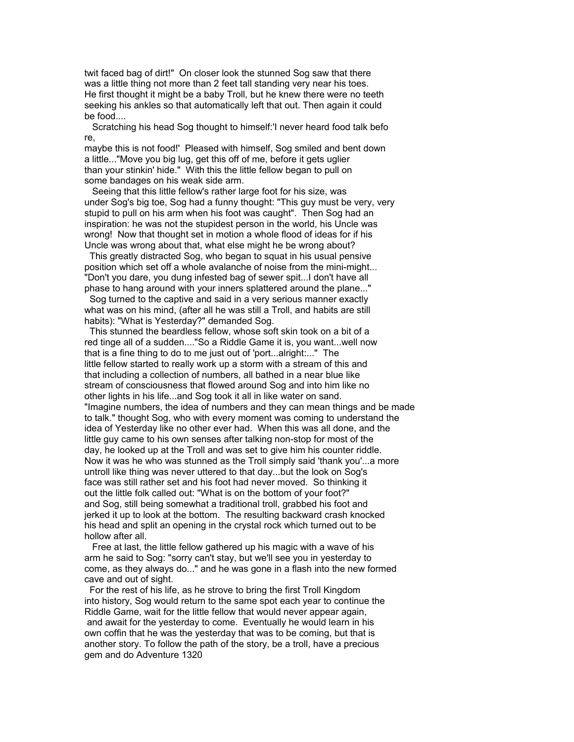twit faced bag of dirt!" On closer look the stunned Sog saw that there was a little thing not more than 2 feet tall standing very near his toes. He first thought it might be a baby Troll, but he knew there were no teeth seeking his ankles so that automatically left that out. Then again it could be food....

Scratching his head Sog thought to himself:'I never heard food talk befo re,
maybe this is not food!' Pleased with himself, Sog smiled and bent down a little..."Move you big lug, get this off of me, before it gets uglier than your stinkin' hide." With this the little fellow began to pull on some bandages on his weak side arm.

Seeing that this little fellow's rather large foot for his size, was under Sog's big toe, Sog had a funny thought: "This guy must be very, very stupid to pull on his arm when his foot was caught". Then Sog had an inspiration: he was not the stupidest person in the world, his Uncle was wrong! Now that thought set in motion a whole flood of ideas for if his Uncle was wrong about that, what else might he be wrong about?

This greatly distracted Sog, who began to squat in his usual pensive position which set off a whole avalanche of noise from the mini-might... "Don't you dare, you dung infested bag of sewer spit...I don't have all phase to hang around with your inners splattered around the plane..."

Sog turned to the captive and said in a very serious manner exactly what was on his mind, (after all he was still a Troll, and habits are still habits): "What is Yesterday?" demanded Sog.

This stunned the beardless fellow, whose soft skin took on a bit of a red tinge all of a sudden...."So a Riddle Game it is, you want...well now that is a fine thing to do to me just out of 'port...alright:..." The little fellow started to really work up a storm with a stream of this and that including a collection of numbers, all bathed in a near blue like stream of consciousness that flowed around Sog and into him like no other lights in his life...and Sog took it all in like water on sand. "Imagine numbers, the idea of numbers and they can mean things and be made to talk." thought Sog, who with every moment was coming to understand the idea of Yesterday like no other ever had. When this was all done, and the little guy came to his own senses after talking non-stop for most of the day, he looked up at the Troll and was set to give him his counter riddle. Now it was he who was stunned as the Troll simply said 'thank you'...a more untroll like thing was never uttered to that day...but the look on Sog's face was still rather set and his foot had never moved. So thinking it out the little folk called out: "What is on the bottom of your foot?" and Sog, still being somewhat a traditional troll, grabbed his foot and jerked it up to look at the bottom. The resulting backward crash knocked his head and split an opening in the crystal rock which turned out to be hollow after all.

Free at last, the little fellow gathered up his magic with a wave of his arm he said to Sog: "sorry can't stay, but we'll see you in yesterday to come, as they always do..." and he was gone in a flash into the new formed cave and out of sight.

For the rest of his life, as he strove to bring the first Troll Kingdom into history, Sog would return to the same spot each year to continue the Riddle Game, wait for the little fellow that would never appear again, and await for the yesterday to come. Eventually he would learn in his own coffin that he was the yesterday that was to be coming, but that is another story. To follow the path of the story, be a troll, have a precious gem and do Adventure 1320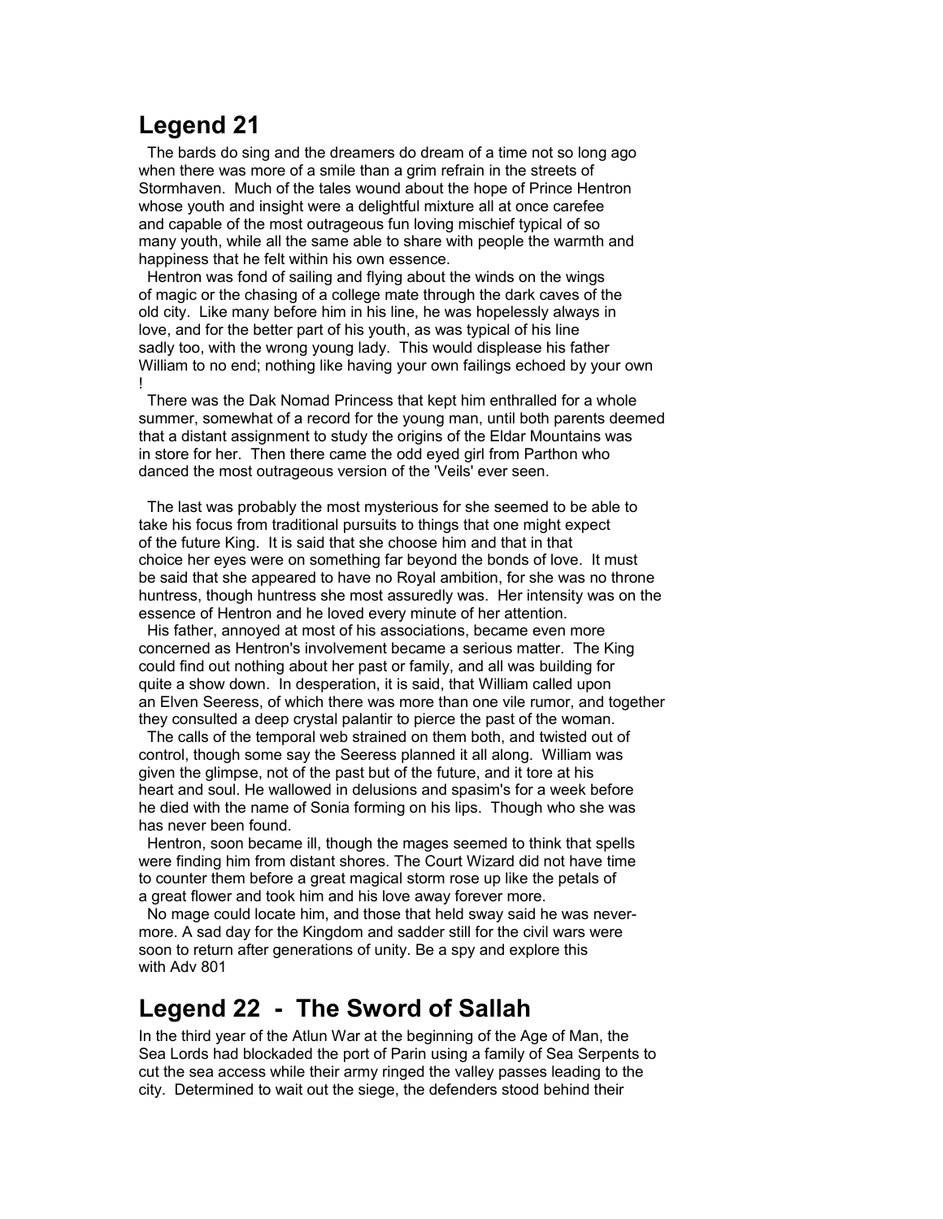## Legend 21

The bards do sing and the dreamers do dream of a time not so long ago when there was more of a smile than a grim refrain in the streets of Stormhaven. Much of the tales wound about the hope of Prince Hentron whose youth and insight were a delightful mixture all at once carefee and capable of the most outrageous fun loving mischief typical of so many youth, while all the same able to share with people the warmth and happiness that he felt within his own essence.

Hentron was fond of sailing and flying about the winds on the wings of magic or the chasing of a college mate through the dark caves of the old city. Like many before him in his line, he was hopelessly always in love, and for the better part of his youth, as was typical of his line sadly too, with the wrong young lady. This would displease his father William to no end; nothing like having your own failings echoed by your own !

There was the Dak Nomad Princess that kept him enthralled for a whole summer, somewhat of a record for the young man, until both parents deemed that a distant assignment to study the origins of the Eldar Mountains was in store for her. Then there came the odd eyed girl from Parthon who danced the most outrageous version of the 'Veils' ever seen.

The last was probably the most mysterious for she seemed to be able to take his focus from traditional pursuits to things that one might expect of the future King. It is said that she choose him and that in that choice her eyes were on something far beyond the bonds of love. It must be said that she appeared to have no Royal ambition, for she was no throne huntress, though huntress she most assuredly was. Her intensity was on the essence of Hentron and he loved every minute of her attention.

His father, annoyed at most of his associations, became even more concerned as Hentron's involvement became a serious matter. The King could find out nothing about her past or family, and all was building for quite a show down. In desperation, it is said, that William called upon an Elven Seeress, of which there was more than one vile rumor, and together they consulted a deep crystal palantir to pierce the past of the woman.

The calls of the temporal web strained on them both, and twisted out of control, though some say the Seeress planned it all along. William was given the glimpse, not of the past but of the future, and it tore at his heart and soul. He wallowed in delusions and spasim's for a week before he died with the name of Sonia forming on his lips. Though who she was has never been found.

Hentron, soon became ill, though the mages seemed to think that spells were finding him from distant shores. The Court Wizard did not have time to counter them before a great magical storm rose up like the petals of a great flower and took him and his love away forever more.

No mage could locate him, and those that held sway said he was never-more. A sad day for the Kingdom and sadder still for the civil wars were soon to return after generations of unity. Be a spy and explore this with Adv 801

## Legend 22 - The Sword of Sallah

In the third year of the Atlun War at the beginning of the Age of Man, the Sea Lords had blockaded the port of Parin using a family of Sea Serpents to cut the sea access while their army ringed the valley passes leading to the city. Determined to wait out the siege, the defenders stood behind their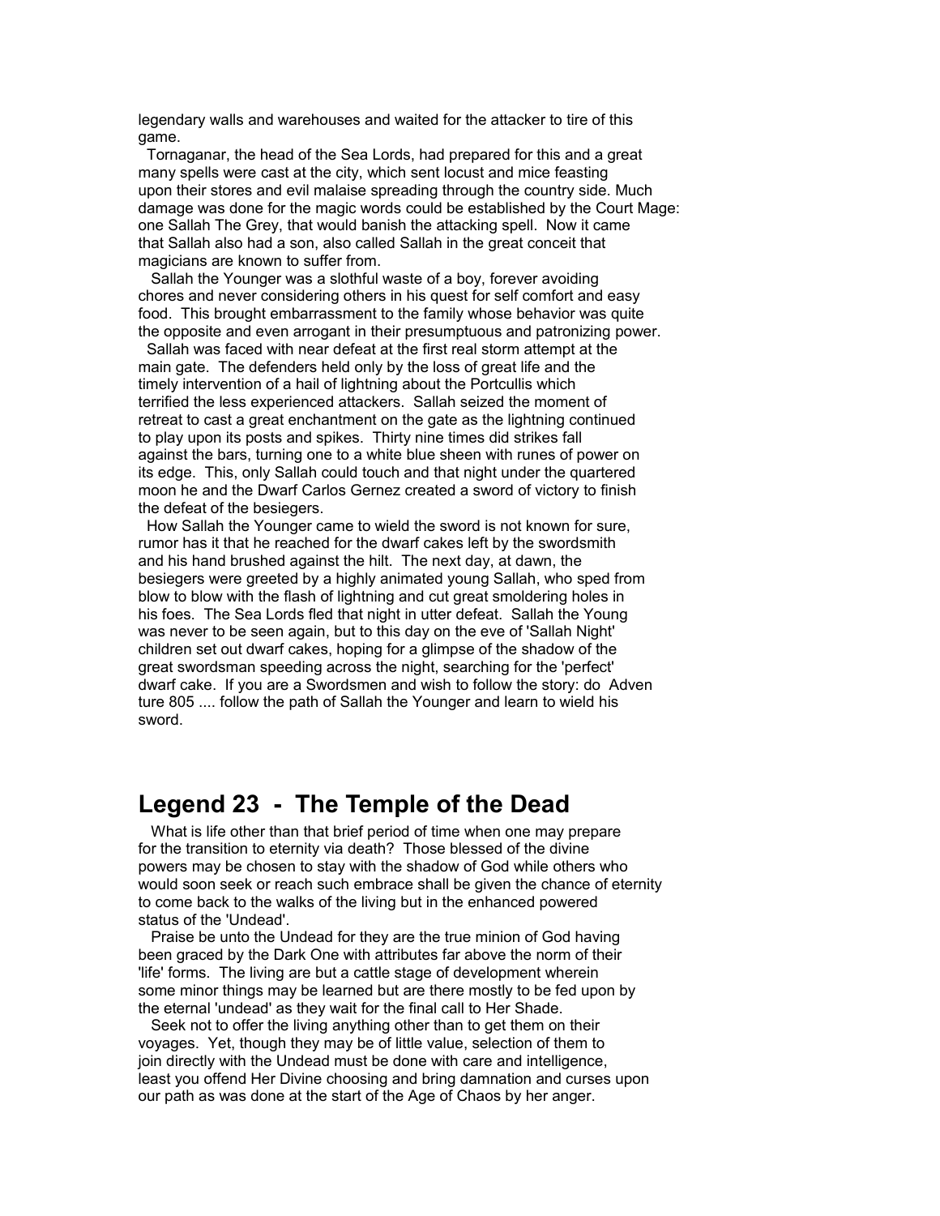legendary walls and warehouses and waited for the attacker to tire of this game.

Tornaganar, the head of the Sea Lords, had prepared for this and a great many spells were cast at the city, which sent locust and mice feasting upon their stores and evil malaise spreading through the country side. Much damage was done for the magic words could be established by the Court Mage: one Sallah The Grey, that would banish the attacking spell. Now it came that Sallah also had a son, also called Sallah in the great conceit that magicians are known to suffer from.

Sallah the Younger was a slothful waste of a boy, forever avoiding chores and never considering others in his quest for self comfort and easy food. This brought embarrassment to the family whose behavior was quite the opposite and even arrogant in their presumptuous and patronizing power.

Sallah was faced with near defeat at the first real storm attempt at the main gate. The defenders held only by the loss of great life and the timely intervention of a hail of lightning about the Portcullis which terrified the less experienced attackers. Sallah seized the moment of retreat to cast a great enchantment on the gate as the lightning continued to play upon its posts and spikes. Thirty nine times did strikes fall against the bars, turning one to a white blue sheen with runes of power on its edge. This, only Sallah could touch and that night under the quartered moon he and the Dwarf Carlos Gernez created a sword of victory to finish the defeat of the besiegers.

How Sallah the Younger came to wield the sword is not known for sure, rumor has it that he reached for the dwarf cakes left by the swordsmith and his hand brushed against the hilt. The next day, at dawn, the besiegers were greeted by a highly animated young Sallah, who sped from blow to blow with the flash of lightning and cut great smoldering holes in his foes. The Sea Lords fled that night in utter defeat. Sallah the Young was never to be seen again, but to this day on the eve of 'Sallah Night' children set out dwarf cakes, hoping for a glimpse of the shadow of the great swordsman speeding across the night, searching for the 'perfect' dwarf cake. If you are a Swordsmen and wish to follow the story: do Adven ture 805 .... follow the path of Sallah the Younger and learn to wield his sword.

## Legend 23 - The Temple of the Dead

What is life other than that brief period of time when one may prepare for the transition to eternity via death? Those blessed of the divine powers may be chosen to stay with the shadow of God while others who would soon seek or reach such embrace shall be given the chance of eternity to come back to the walks of the living but in the enhanced powered status of the 'Undead'.

Praise be unto the Undead for they are the true minion of God having been graced by the Dark One with attributes far above the norm of their 'life' forms. The living are but a cattle stage of development wherein some minor things may be learned but are there mostly to be fed upon by the eternal 'undead' as they wait for the final call to Her Shade.

Seek not to offer the living anything other than to get them on their voyages. Yet, though they may be of little value, selection of them to join directly with the Undead must be done with care and intelligence, least you offend Her Divine choosing and bring damnation and curses upon our path as was done at the start of the Age of Chaos by her anger.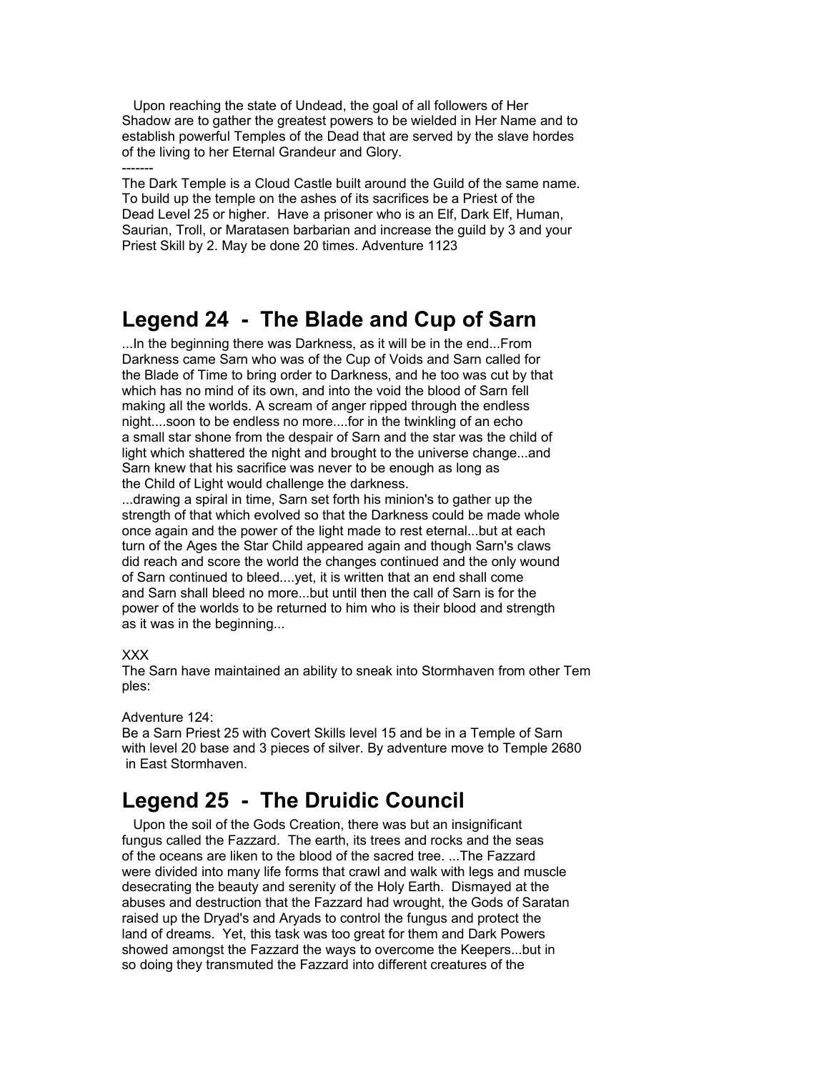Upon reaching the state of Undead, the goal of all followers of Her Shadow are to gather the greatest powers to be wielded in Her Name and to establish powerful Temples of the Dead that are served by the slave hordes of the living to her Eternal Grandeur and Glory.

-------

The Dark Temple is a Cloud Castle built around the Guild of the same name. To build up the temple on the ashes of its sacrifices be a Priest of the Dead Level 25 or higher. Have a prisoner who is an Elf, Dark Elf, Human, Saurian, Troll, or Maratasen barbarian and increase the guild by 3 and your Priest Skill by 2. May be done 20 times. Adventure 1123

## Legend 24 - The Blade and Cup of Sarn

...In the beginning there was Darkness, as it will be in the end...From Darkness came Sarn who was of the Cup of Voids and Sarn called for the Blade of Time to bring order to Darkness, and he too was cut by that which has no mind of its own, and into the void the blood of Sarn fell making all the worlds. A scream of anger ripped through the endless night....soon to be endless no more....for in the twinkling of an echo a small star shone from the despair of Sarn and the star was the child of light which shattered the night and brought to the universe change...and Sarn knew that his sacrifice was never to be enough as long as the Child of Light would challenge the darkness.

...drawing a spiral in time, Sarn set forth his minion's to gather up the strength of that which evolved so that the Darkness could be made whole once again and the power of the light made to rest eternal...but at each turn of the Ages the Star Child appeared again and though Sarn's claws did reach and score the world the changes continued and the only wound of Sarn continued to bleed....yet, it is written that an end shall come and Sarn shall bleed no more...but until then the call of Sarn is for the power of the worlds to be returned to him who is their blood and strength as it was in the beginning...

XXX

The Sarn have maintained an ability to sneak into Stormhaven from other Temples:

Adventure 124:
Be a Sarn Priest 25 with Covert Skills level 15 and be in a Temple of Sarn with level 20 base and 3 pieces of silver. By adventure move to Temple 2680 in East Stormhaven.

## Legend 25 - The Druidic Council

Upon the soil of the Gods Creation, there was but an insignificant fungus called the Fazzard. The earth, its trees and rocks and the seas of the oceans are liken to the blood of the sacred tree. ...The Fazzard were divided into many life forms that crawl and walk with legs and muscle desecrating the beauty and serenity of the Holy Earth. Dismayed at the abuses and destruction that the Fazzard had wrought, the Gods of Saratan raised up the Dryad's and Aryads to control the fungus and protect the land of dreams. Yet, this task was too great for them and Dark Powers showed amongst the Fazzard the ways to overcome the Keepers...but in so doing they transmuted the Fazzard into different creatures of the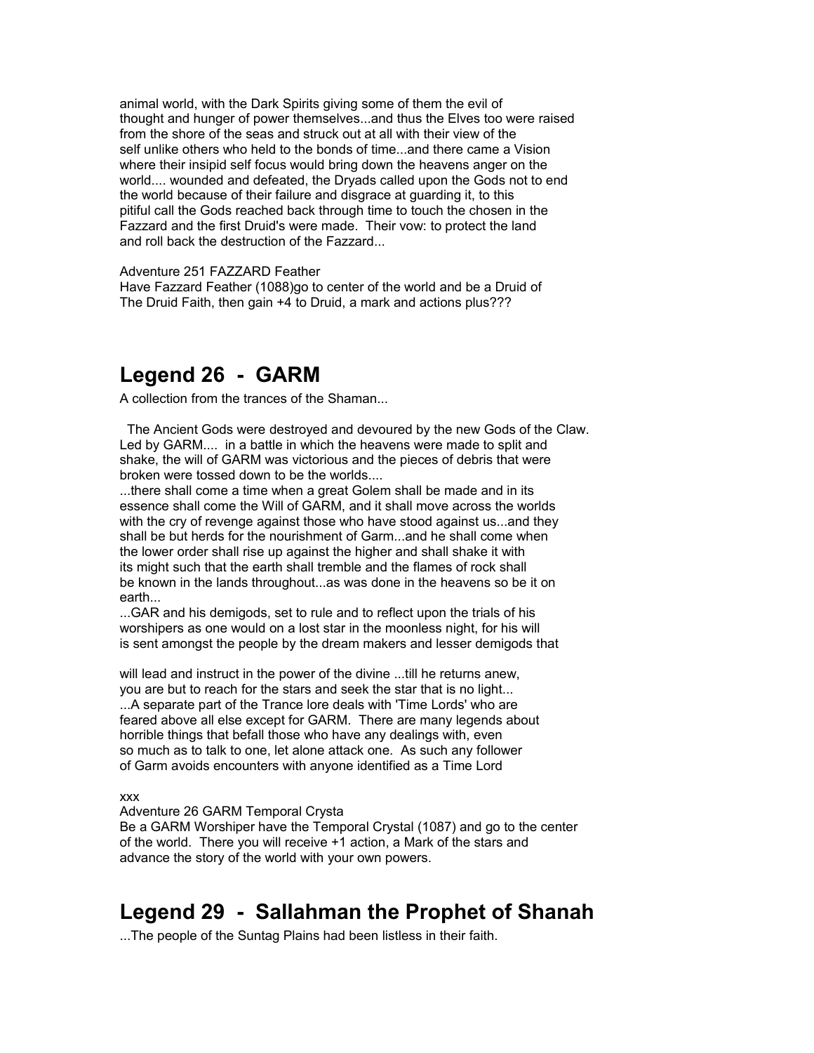animal world, with the Dark Spirits giving some of them the evil of thought and hunger of power themselves...and thus the Elves too were raised from the shore of the seas and struck out at all with their view of the self unlike others who held to the bonds of time...and there came a Vision where their insipid self focus would bring down the heavens anger on the world.... wounded and defeated, the Dryads called upon the Gods not to end the world because of their failure and disgrace at guarding it, to this pitiful call the Gods reached back through time to touch the chosen in the Fazzard and the first Druid's were made. Their vow: to protect the land and roll back the destruction of the Fazzard...

Adventure 251 FAZZARD Feather
Have Fazzard Feather (1088)go to center of the world and be a Druid of The Druid Faith, then gain +4 to Druid, a mark and actions plus???

# Legend 26 - GARM

A collection from the trances of the Shaman...

The Ancient Gods were destroyed and devoured by the new Gods of the Claw. Led by GARM.... in a battle in which the heavens were made to split and shake, the will of GARM was victorious and the pieces of debris that were broken were tossed down to be the worlds....
...there shall come a time when a great Golem shall be made and in its essence shall come the Will of GARM, and it shall move across the worlds with the cry of revenge against those who have stood against us...and they shall be but herds for the nourishment of Garm...and he shall come when the lower order shall rise up against the higher and shall shake it with its might such that the earth shall tremble and the flames of rock shall be known in the lands throughout...as was done in the heavens so be it on earth...
...GAR and his demigods, set to rule and to reflect upon the trials of his worshipers as one would on a lost star in the moonless night, for his will is sent amongst the people by the dream makers and lesser demigods that

will lead and instruct in the power of the divine ...till he returns anew, you are but to reach for the stars and seek the star that is no light...
...A separate part of the Trance lore deals with 'Time Lords' who are feared above all else except for GARM. There are many legends about horrible things that befall those who have any dealings with, even so much as to talk to one, let alone attack one. As such any follower of Garm avoids encounters with anyone identified as a Time Lord

xxx
Adventure 26 GARM Temporal Crysta
Be a GARM Worshiper have the Temporal Crystal (1087) and go to the center of the world. There you will receive +1 action, a Mark of the stars and advance the story of the world with your own powers.

# Legend 29 - Sallahman the Prophet of Shanah

...The people of the Suntag Plains had been listless in their faith.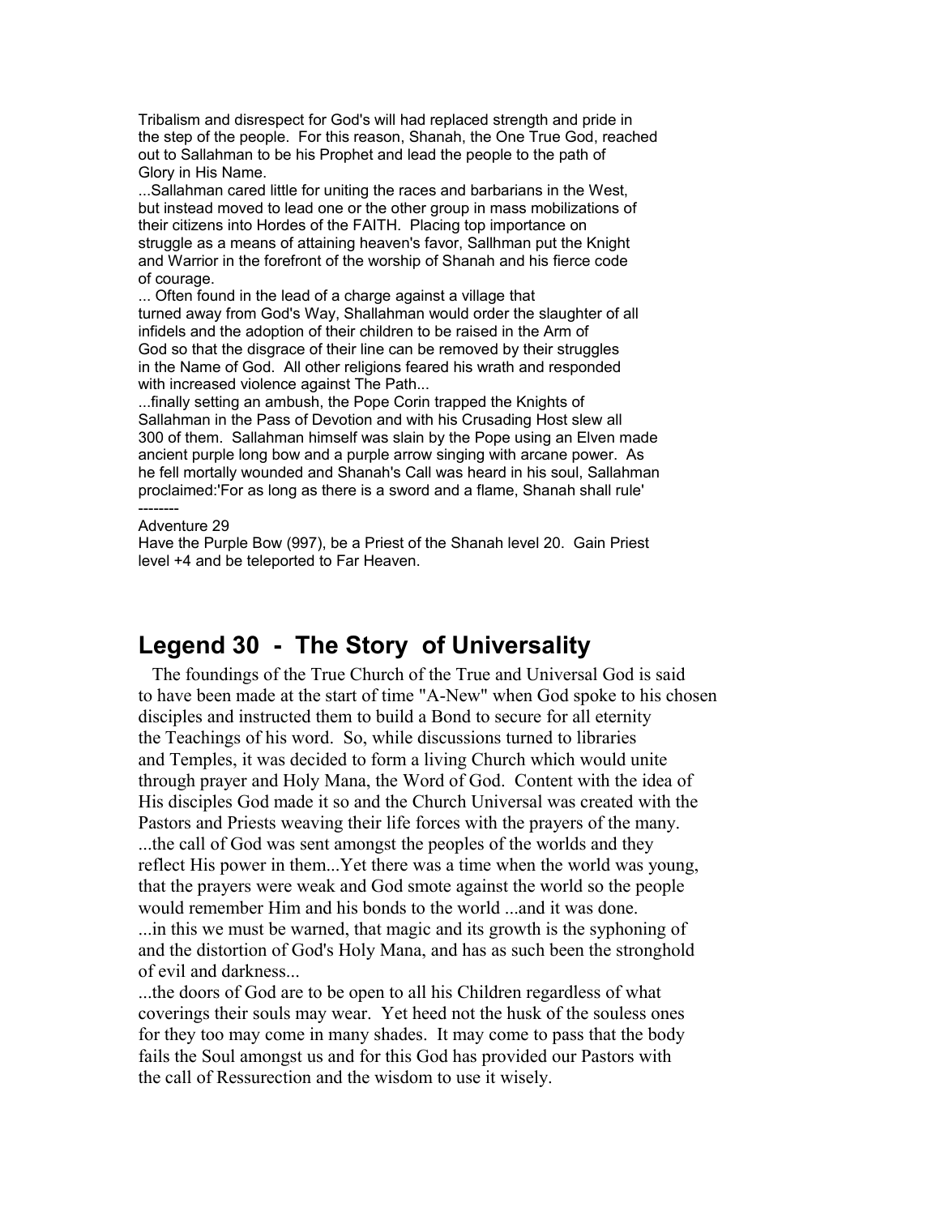Tribalism and disrespect for God's will had replaced strength and pride in the step of the people. For this reason, Shanah, the One True God, reached out to Sallahman to be his Prophet and lead the people to the path of Glory in His Name.

...Sallahman cared little for uniting the races and barbarians in the West, but instead moved to lead one or the other group in mass mobilizations of their citizens into Hordes of the FAITH. Placing top importance on struggle as a means of attaining heaven's favor, Sallhman put the Knight and Warrior in the forefront of the worship of Shanah and his fierce code of courage.

... Often found in the lead of a charge against a village that turned away from God's Way, Shallahman would order the slaughter of all infidels and the adoption of their children to be raised in the Arm of God so that the disgrace of their line can be removed by their struggles in the Name of God. All other religions feared his wrath and responded with increased violence against The Path...

...finally setting an ambush, the Pope Corin trapped the Knights of Sallahman in the Pass of Devotion and with his Crusading Host slew all 300 of them. Sallahman himself was slain by the Pope using an Elven made ancient purple long bow and a purple arrow singing with arcane power. As he fell mortally wounded and Shanah's Call was heard in his soul, Sallahman proclaimed:'For as long as there is a sword and a flame, Shanah shall rule'

--------

Adventure 29

Have the Purple Bow (997), be a Priest of the Shanah level 20. Gain Priest level +4 and be teleported to Far Heaven.

## Legend 30 - The Story of Universality

The foundings of the True Church of the True and Universal God is said to have been made at the start of time "A-New" when God spoke to his chosen disciples and instructed them to build a Bond to secure for all eternity the Teachings of his word. So, while discussions turned to libraries and Temples, it was decided to form a living Church which would unite through prayer and Holy Mana, the Word of God. Content with the idea of His disciples God made it so and the Church Universal was created with the Pastors and Priests weaving their life forces with the prayers of the many.

...the call of God was sent amongst the peoples of the worlds and they reflect His power in them...Yet there was a time when the world was young, that the prayers were weak and God smote against the world so the people would remember Him and his bonds to the world ...and it was done.

...in this we must be warned, that magic and its growth is the syphoning of and the distortion of God's Holy Mana, and has as such been the stronghold of evil and darkness...

...the doors of God are to be open to all his Children regardless of what coverings their souls may wear. Yet heed not the husk of the souless ones for they too may come in many shades. It may come to pass that the body fails the Soul amongst us and for this God has provided our Pastors with the call of Ressurection and the wisdom to use it wisely.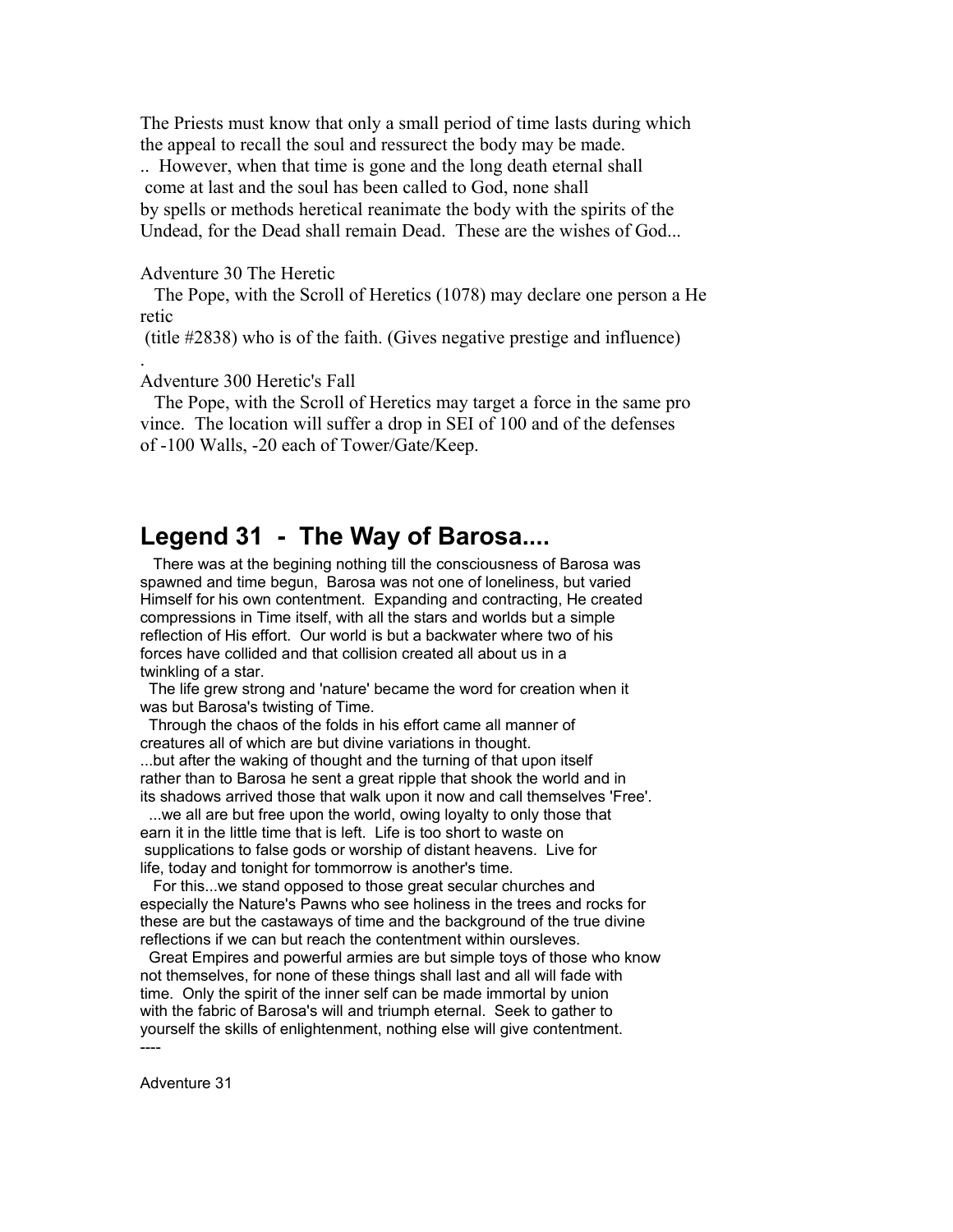The Priests must know that only a small period of time lasts during which the appeal to recall the soul and ressurect the body may be made.
.. However, when that time is gone and the long death eternal shall come at last and the soul has been called to God, none shall by spells or methods heretical reanimate the body with the spirits of the Undead, for the Dead shall remain Dead. These are the wishes of God...

Adventure 30 The Heretic
The Pope, with the Scroll of Heretics (1078) may declare one person a Heretic
(title #2838) who is of the faith. (Gives negative prestige and influence)
.
Adventure 300 Heretic's Fall
The Pope, with the Scroll of Heretics may target a force in the same province. The location will suffer a drop in SEI of 100 and of the defenses of -100 Walls, -20 each of Tower/Gate/Keep.

## Legend 31 - The Way of Barosa....

There was at the begining nothing till the consciousness of Barosa was spawned and time begun, Barosa was not one of loneliness, but varied Himself for his own contentment. Expanding and contracting, He created compressions in Time itself, with all the stars and worlds but a simple reflection of His effort. Our world is but a backwater where two of his forces have collided and that collision created all about us in a twinkling of a star.
The life grew strong and 'nature' became the word for creation when it was but Barosa's twisting of Time.
Through the chaos of the folds in his effort came all manner of creatures all of which are but divine variations in thought.
...but after the waking of thought and the turning of that upon itself rather than to Barosa he sent a great ripple that shook the world and in its shadows arrived those that walk upon it now and call themselves 'Free'.
...we all are but free upon the world, owing loyalty to only those that earn it in the little time that is left. Life is too short to waste on supplications to false gods or worship of distant heavens. Live for life, today and tonight for tommorrow is another's time.
For this...we stand opposed to those great secular churches and especially the Nature's Pawns who see holiness in the trees and rocks for these are but the castaways of time and the background of the true divine reflections if we can but reach the contentment within oursleves.
Great Empires and powerful armies are but simple toys of those who know not themselves, for none of these things shall last and all will fade with time. Only the spirit of the inner self can be made immortal by union with the fabric of Barosa's will and triumph eternal. Seek to gather to yourself the skills of enlightenment, nothing else will give contentment.
----

Adventure 31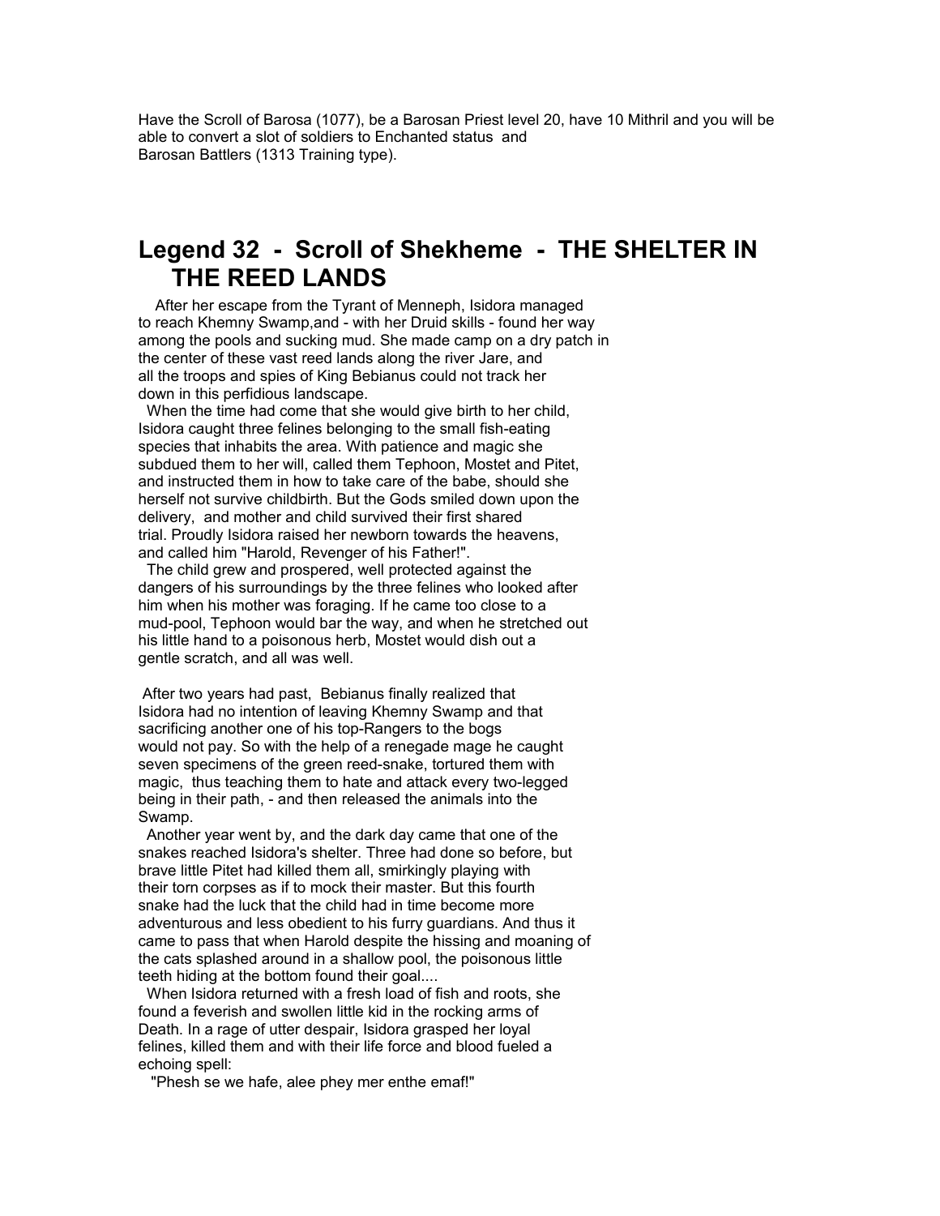Have the Scroll of Barosa (1077), be a Barosan Priest level 20, have 10 Mithril and you will be able to convert a slot of soldiers to Enchanted status and Barosan Battlers (1313 Training type).

## Legend 32 - Scroll of Shekheme - THE SHELTER IN THE REED LANDS

After her escape from the Tyrant of Menneph, Isidora managed to reach Khemny Swamp,and - with her Druid skills - found her way among the pools and sucking mud. She made camp on a dry patch in the center of these vast reed lands along the river Jare, and all the troops and spies of King Bebianus could not track her down in this perfidious landscape.

When the time had come that she would give birth to her child, Isidora caught three felines belonging to the small fish-eating species that inhabits the area. With patience and magic she subdued them to her will, called them Tephoon, Mostet and Pitet, and instructed them in how to take care of the babe, should she herself not survive childbirth. But the Gods smiled down upon the delivery, and mother and child survived their first shared trial. Proudly Isidora raised her newborn towards the heavens, and called him "Harold, Revenger of his Father!".

The child grew and prospered, well protected against the dangers of his surroundings by the three felines who looked after him when his mother was foraging. If he came too close to a mud-pool, Tephoon would bar the way, and when he stretched out his little hand to a poisonous herb, Mostet would dish out a gentle scratch, and all was well.

After two years had past, Bebianus finally realized that Isidora had no intention of leaving Khemny Swamp and that sacrificing another one of his top-Rangers to the bogs would not pay. So with the help of a renegade mage he caught seven specimens of the green reed-snake, tortured them with magic, thus teaching them to hate and attack every two-legged being in their path, - and then released the animals into the Swamp.

Another year went by, and the dark day came that one of the snakes reached Isidora's shelter. Three had done so before, but brave little Pitet had killed them all, smirkingly playing with their torn corpses as if to mock their master. But this fourth snake had the luck that the child had in time become more adventurous and less obedient to his furry guardians. And thus it came to pass that when Harold despite the hissing and moaning of the cats splashed around in a shallow pool, the poisonous little teeth hiding at the bottom found their goal....

When Isidora returned with a fresh load of fish and roots, she found a feverish and swollen little kid in the rocking arms of Death. In a rage of utter despair, Isidora grasped her loyal felines, killed them and with their life force and blood fueled a echoing spell:

"Phesh se we hafe, alee phey mer enthe emaf!"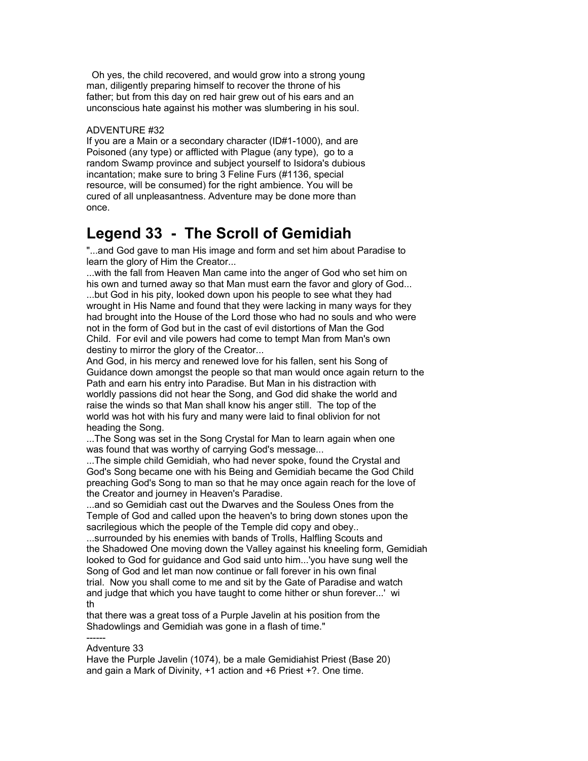Oh yes, the child recovered, and would grow into a strong young man, diligently preparing himself to recover the throne of his father; but from this day on red hair grew out of his ears and an unconscious hate against his mother was slumbering in his soul.

ADVENTURE #32
If you are a Main or a secondary character (ID#1-1000), and are Poisoned (any type) or afflicted with Plague (any type), go to a random Swamp province and subject yourself to Isidora's dubious incantation; make sure to bring 3 Feline Furs (#1136, special resource, will be consumed) for the right ambience. You will be cured of all unpleasantness. Adventure may be done more than once.

# Legend 33 - The Scroll of Gemidiah

"...and God gave to man His image and form and set him about Paradise to learn the glory of Him the Creator...
...with the fall from Heaven Man came into the anger of God who set him on his own and turned away so that Man must earn the favor and glory of God...
...but God in his pity, looked down upon his people to see what they had wrought in His Name and found that they were lacking in many ways for they had brought into the House of the Lord those who had no souls and who were not in the form of God but in the cast of evil distortions of Man the God Child. For evil and vile powers had come to tempt Man from Man's own destiny to mirror the glory of the Creator...
And God, in his mercy and renewed love for his fallen, sent his Song of Guidance down amongst the people so that man would once again return to the Path and earn his entry into Paradise. But Man in his distraction with worldly passions did not hear the Song, and God did shake the world and raise the winds so that Man shall know his anger still. The top of the world was hot with his fury and many were laid to final oblivion for not heading the Song.
...The Song was set in the Song Crystal for Man to learn again when one was found that was worthy of carrying God's message...
...The simple child Gemidiah, who had never spoke, found the Crystal and God's Song became one with his Being and Gemidiah became the God Child preaching God's Song to man so that he may once again reach for the love of the Creator and journey in Heaven's Paradise.
...and so Gemidiah cast out the Dwarves and the Souless Ones from the Temple of God and called upon the heaven's to bring down stones upon the sacrilegious which the people of the Temple did copy and obey..
...surrounded by his enemies with bands of Trolls, Halfling Scouts and the Shadowed One moving down the Valley against his kneeling form, Gemidiah looked to God for guidance and God said unto him...'you have sung well the Song of God and let man now continue or fall forever in his own final trial. Now you shall come to me and sit by the Gate of Paradise and watch and judge that which you have taught to come hither or shun forever...' wi th
that there was a great toss of a Purple Javelin at his position from the Shadowlings and Gemidiah was gone in a flash of time."

------

Adventure 33
Have the Purple Javelin (1074), be a male Gemidiahist Priest (Base 20) and gain a Mark of Divinity, +1 action and +6 Priest +?. One time.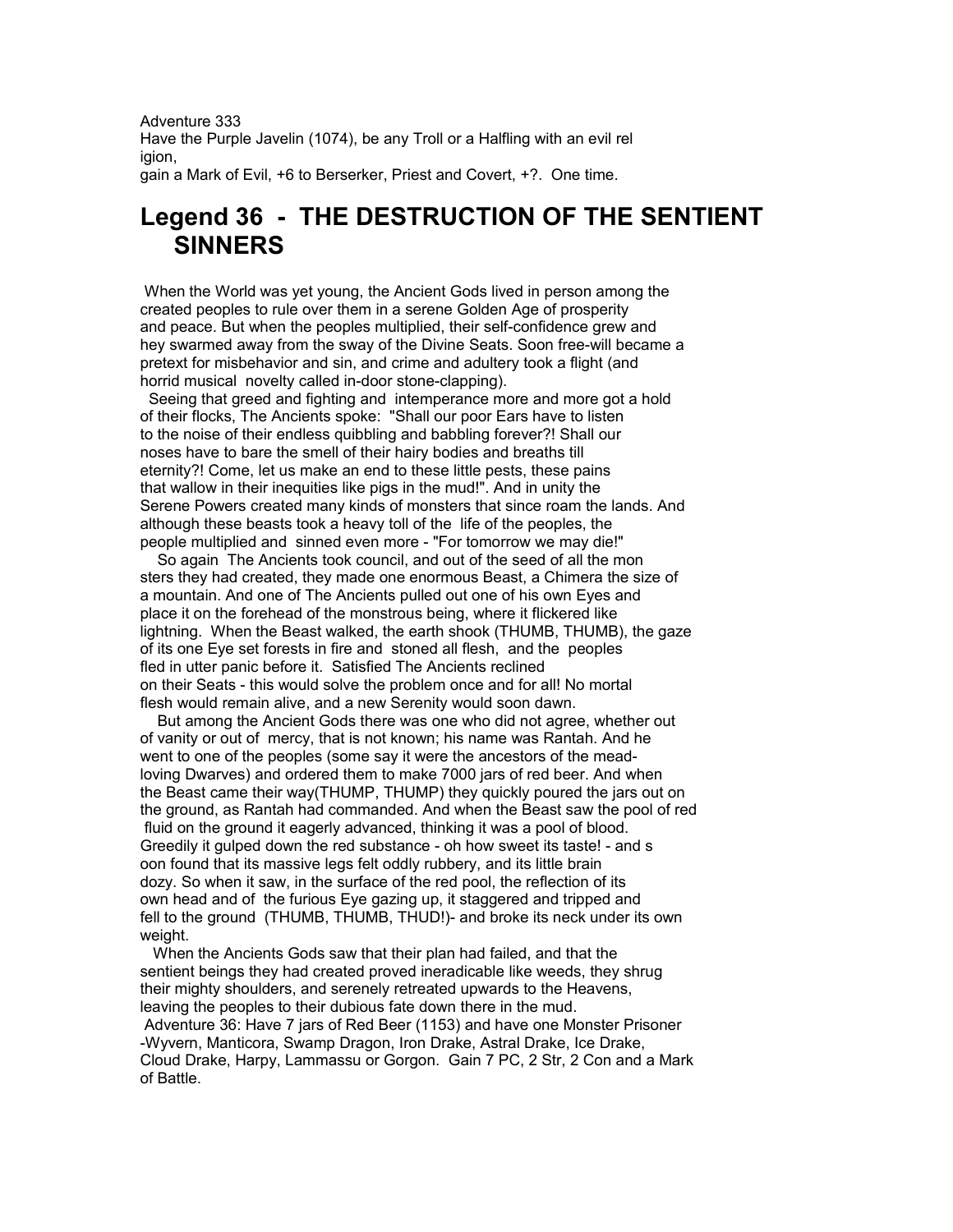Adventure 333
Have the Purple Javelin (1074), be any Troll or a Halfling with an evil rel igion,
gain a Mark of Evil, +6 to Berserker, Priest and Covert, +?. One time.

# Legend 36 - THE DESTRUCTION OF THE SENTIENT SINNERS

When the World was yet young, the Ancient Gods lived in person among the created peoples to rule over them in a serene Golden Age of prosperity and peace. But when the peoples multiplied, their self-confidence grew and hey swarmed away from the sway of the Divine Seats. Soon free-will became a pretext for misbehavior and sin, and crime and adultery took a flight (and horrid musical novelty called in-door stone-clapping).

Seeing that greed and fighting and intemperance more and more got a hold of their flocks, The Ancients spoke: "Shall our poor Ears have to listen to the noise of their endless quibbling and babbling forever?! Shall our noses have to bare the smell of their hairy bodies and breaths till eternity?! Come, let us make an end to these little pests, these pains that wallow in their inequities like pigs in the mud!". And in unity the Serene Powers created many kinds of monsters that since roam the lands. And although these beasts took a heavy toll of the life of the peoples, the people multiplied and sinned even more - "For tomorrow we may die!"

So again The Ancients took council, and out of the seed of all the mon sters they had created, they made one enormous Beast, a Chimera the size of a mountain. And one of The Ancients pulled out one of his own Eyes and place it on the forehead of the monstrous being, where it flickered like lightning. When the Beast walked, the earth shook (THUMB, THUMB), the gaze of its one Eye set forests in fire and stoned all flesh, and the peoples fled in utter panic before it. Satisfied The Ancients reclined on their Seats - this would solve the problem once and for all! No mortal flesh would remain alive, and a new Serenity would soon dawn.

But among the Ancient Gods there was one who did not agree, whether out of vanity or out of mercy, that is not known; his name was Rantah. And he went to one of the peoples (some say it were the ancestors of the mead-loving Dwarves) and ordered them to make 7000 jars of red beer. And when the Beast came their way(THUMP, THUMP) they quickly poured the jars out on the ground, as Rantah had commanded. And when the Beast saw the pool of red fluid on the ground it eagerly advanced, thinking it was a pool of blood. Greedily it gulped down the red substance - oh how sweet its taste! - and s oon found that its massive legs felt oddly rubbery, and its little brain dozy. So when it saw, in the surface of the red pool, the reflection of its own head and of the furious Eye gazing up, it staggered and tripped and fell to the ground (THUMB, THUMB, THUD!)- and broke its neck under its own weight.

When the Ancients Gods saw that their plan had failed, and that the sentient beings they had created proved ineradicable like weeds, they shrug their mighty shoulders, and serenely retreated upwards to the Heavens, leaving the peoples to their dubious fate down there in the mud.

Adventure 36: Have 7 jars of Red Beer (1153) and have one Monster Prisoner -Wyvern, Manticora, Swamp Dragon, Iron Drake, Astral Drake, Ice Drake, Cloud Drake, Harpy, Lammassu or Gorgon. Gain 7 PC, 2 Str, 2 Con and a Mark of Battle.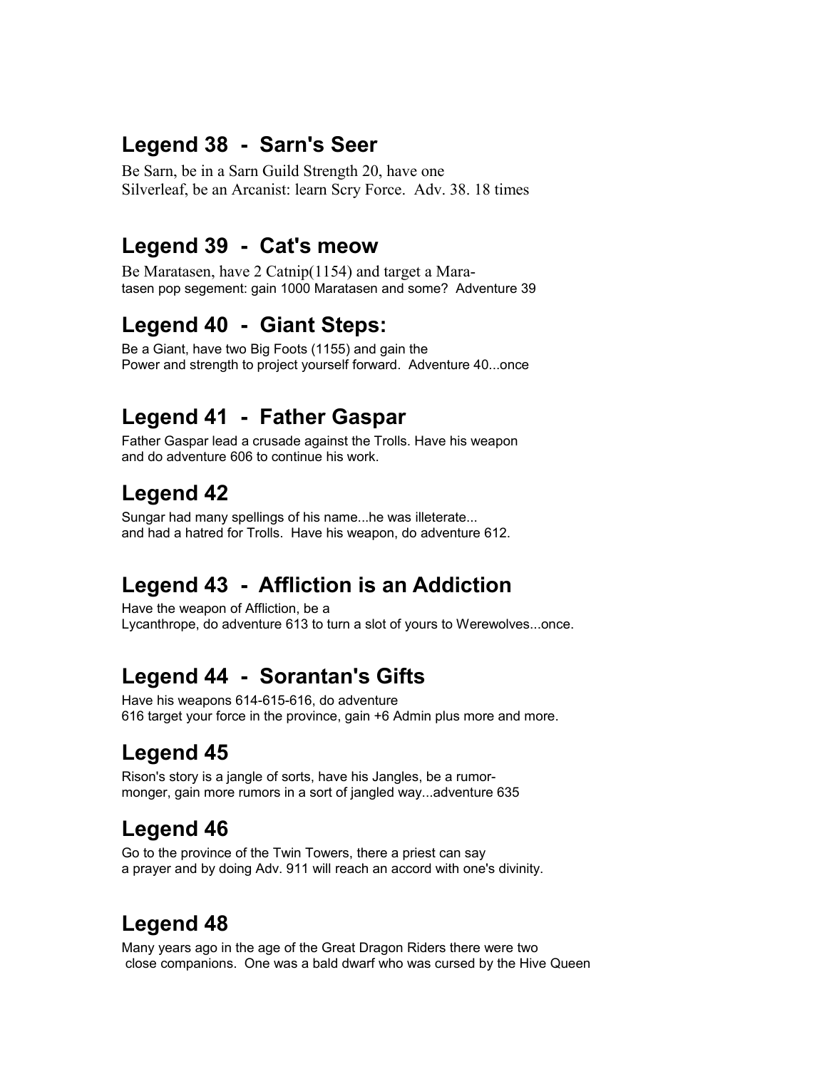## Legend 38 - Sarn's Seer

Be Sarn, be in a Sarn Guild Strength 20, have one Silverleaf, be an Arcanist: learn Scry Force. Adv. 38. 18 times

## Legend 39 - Cat's meow

Be Maratasen, have 2 Catnip(1154) and target a Maratasen pop segement: gain 1000 Maratasen and some? Adventure 39

## Legend 40 - Giant Steps:

Be a Giant, have two Big Foots (1155) and gain the Power and strength to project yourself forward. Adventure 40...once

## Legend 41 - Father Gaspar

Father Gaspar lead a crusade against the Trolls. Have his weapon and do adventure 606 to continue his work.

## Legend 42

Sungar had many spellings of his name...he was illeterate... and had a hatred for Trolls. Have his weapon, do adventure 612.

## Legend 43 - Affliction is an Addiction

Have the weapon of Affliction, be a Lycanthrope, do adventure 613 to turn a slot of yours to Werewolves...once.

## Legend 44 - Sorantan's Gifts

Have his weapons 614-615-616, do adventure 616 target your force in the province, gain +6 Admin plus more and more.

## Legend 45

Rison's story is a jangle of sorts, have his Jangles, be a rumor-monger, gain more rumors in a sort of jangled way...adventure 635

## Legend 46

Go to the province of the Twin Towers, there a priest can say a prayer and by doing Adv. 911 will reach an accord with one's divinity.

## Legend 48

Many years ago in the age of the Great Dragon Riders there were two close companions. One was a bald dwarf who was cursed by the Hive Queen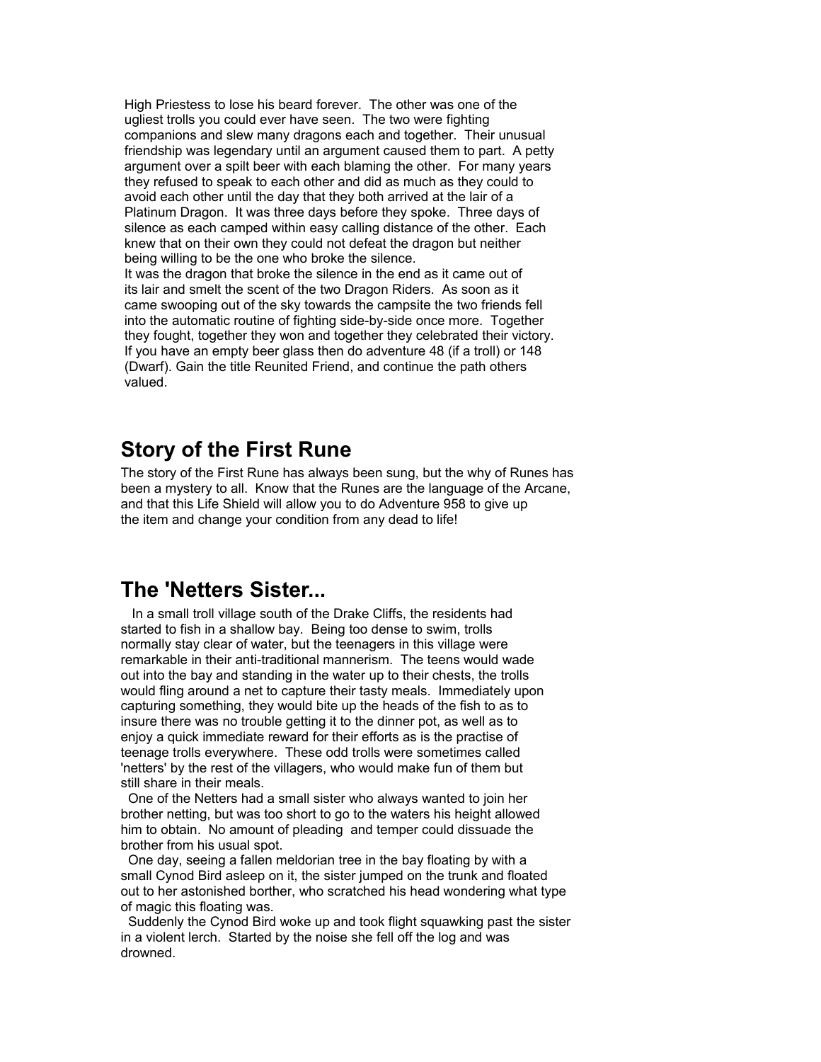High Priestess to lose his beard forever. The other was one of the ugliest trolls you could ever have seen. The two were fighting companions and slew many dragons each and together. Their unusual friendship was legendary until an argument caused them to part. A petty argument over a spilt beer with each blaming the other. For many years they refused to speak to each other and did as much as they could to avoid each other until the day that they both arrived at the lair of a Platinum Dragon. It was three days before they spoke. Three days of silence as each camped within easy calling distance of the other. Each knew that on their own they could not defeat the dragon but neither being willing to be the one who broke the silence.
It was the dragon that broke the silence in the end as it came out of its lair and smelt the scent of the two Dragon Riders. As soon as it came swooping out of the sky towards the campsite the two friends fell into the automatic routine of fighting side-by-side once more. Together they fought, together they won and together they celebrated their victory. If you have an empty beer glass then do adventure 48 (if a troll) or 148 (Dwarf). Gain the title Reunited Friend, and continue the path others valued.

## Story of the First Rune

The story of the First Rune has always been sung, but the why of Runes has been a mystery to all. Know that the Runes are the language of the Arcane, and that this Life Shield will allow you to do Adventure 958 to give up the item and change your condition from any dead to life!

## The 'Netters Sister...

In a small troll village south of the Drake Cliffs, the residents had started to fish in a shallow bay. Being too dense to swim, trolls normally stay clear of water, but the teenagers in this village were remarkable in their anti-traditional mannerism. The teens would wade out into the bay and standing in the water up to their chests, the trolls would fling around a net to capture their tasty meals. Immediately upon capturing something, they would bite up the heads of the fish to as to insure there was no trouble getting it to the dinner pot, as well as to enjoy a quick immediate reward for their efforts as is the practise of teenage trolls everywhere. These odd trolls were sometimes called 'netters' by the rest of the villagers, who would make fun of them but still share in their meals.

One of the Netters had a small sister who always wanted to join her brother netting, but was too short to go to the waters his height allowed him to obtain. No amount of pleading and temper could dissuade the brother from his usual spot.

One day, seeing a fallen meldorian tree in the bay floating by with a small Cynod Bird asleep on it, the sister jumped on the trunk and floated out to her astonished borther, who scratched his head wondering what type of magic this floating was.

Suddenly the Cynod Bird woke up and took flight squawking past the sister in a violent lerch. Started by the noise she fell off the log and was drowned.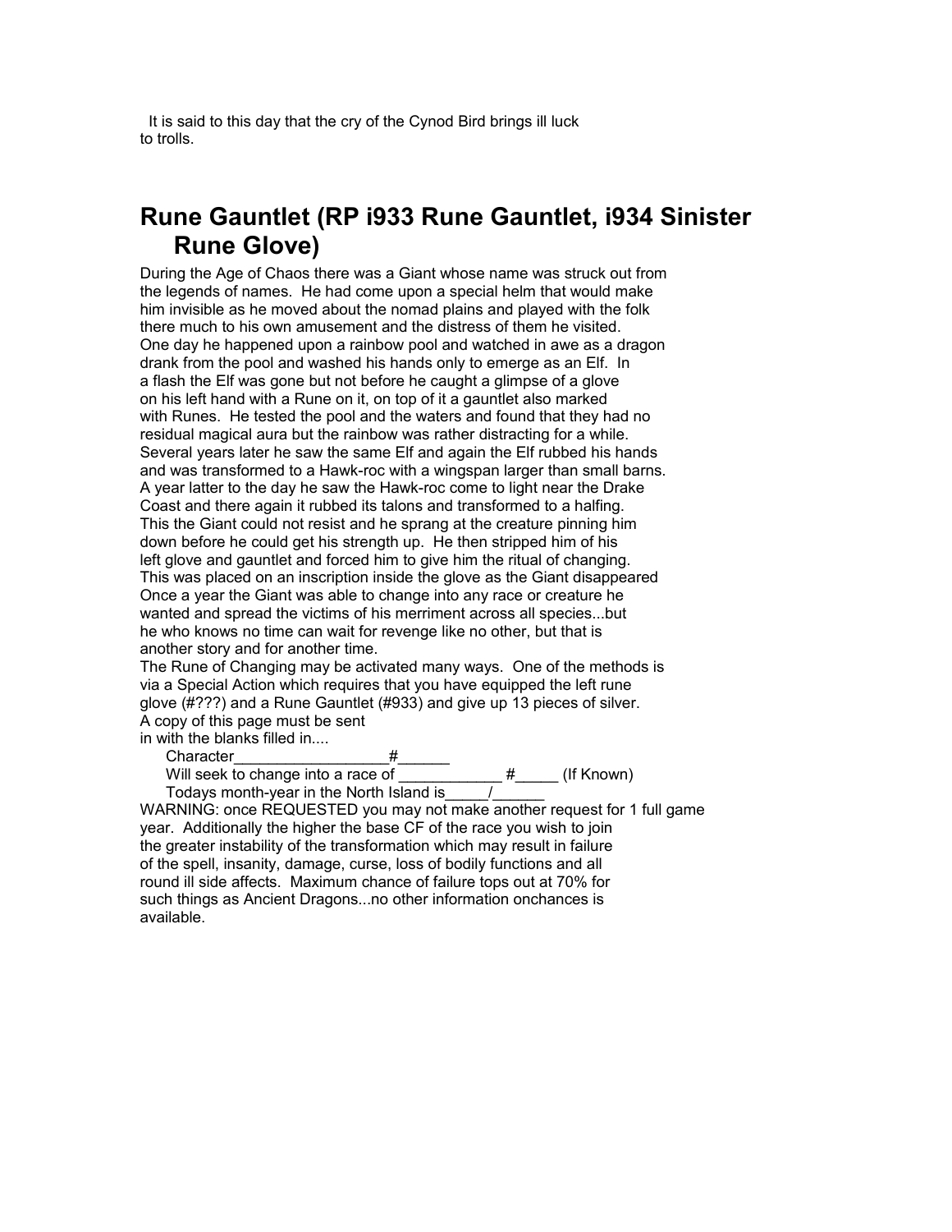It is said to this day that the cry of the Cynod Bird brings ill luck to trolls.

## Rune Gauntlet (RP i933 Rune Gauntlet, i934 Sinister Rune Glove)

During the Age of Chaos there was a Giant whose name was struck out from the legends of names. He had come upon a special helm that would make him invisible as he moved about the nomad plains and played with the folk there much to his own amusement and the distress of them he visited. One day he happened upon a rainbow pool and watched in awe as a dragon drank from the pool and washed his hands only to emerge as an Elf. In a flash the Elf was gone but not before he caught a glimpse of a glove on his left hand with a Rune on it, on top of it a gauntlet also marked with Runes. He tested the pool and the waters and found that they had no residual magical aura but the rainbow was rather distracting for a while. Several years later he saw the same Elf and again the Elf rubbed his hands and was transformed to a Hawk-roc with a wingspan larger than small barns. A year latter to the day he saw the Hawk-roc come to light near the Drake Coast and there again it rubbed its talons and transformed to a halfing. This the Giant could not resist and he sprang at the creature pinning him down before he could get his strength up. He then stripped him of his left glove and gauntlet and forced him to give him the ritual of changing. This was placed on an inscription inside the glove as the Giant disappeared Once a year the Giant was able to change into any race or creature he wanted and spread the victims of his merriment across all species...but he who knows no time can wait for revenge like no other, but that is another story and for another time.

The Rune of Changing may be activated many ways. One of the methods is via a Special Action which requires that you have equipped the left rune glove (#???) and a Rune Gauntlet (#933) and give up 13 pieces of silver. A copy of this page must be sent in with the blanks filled in....

Character__________________#______

Will seek to change into a race of ____________ #_____ (If Known)

Todays month-year in the North Island is_____/______

WARNING: once REQUESTED you may not make another request for 1 full game year. Additionally the higher the base CF of the race you wish to join the greater instability of the transformation which may result in failure of the spell, insanity, damage, curse, loss of bodily functions and all round ill side affects. Maximum chance of failure tops out at 70% for such things as Ancient Dragons...no other information onchances is available.